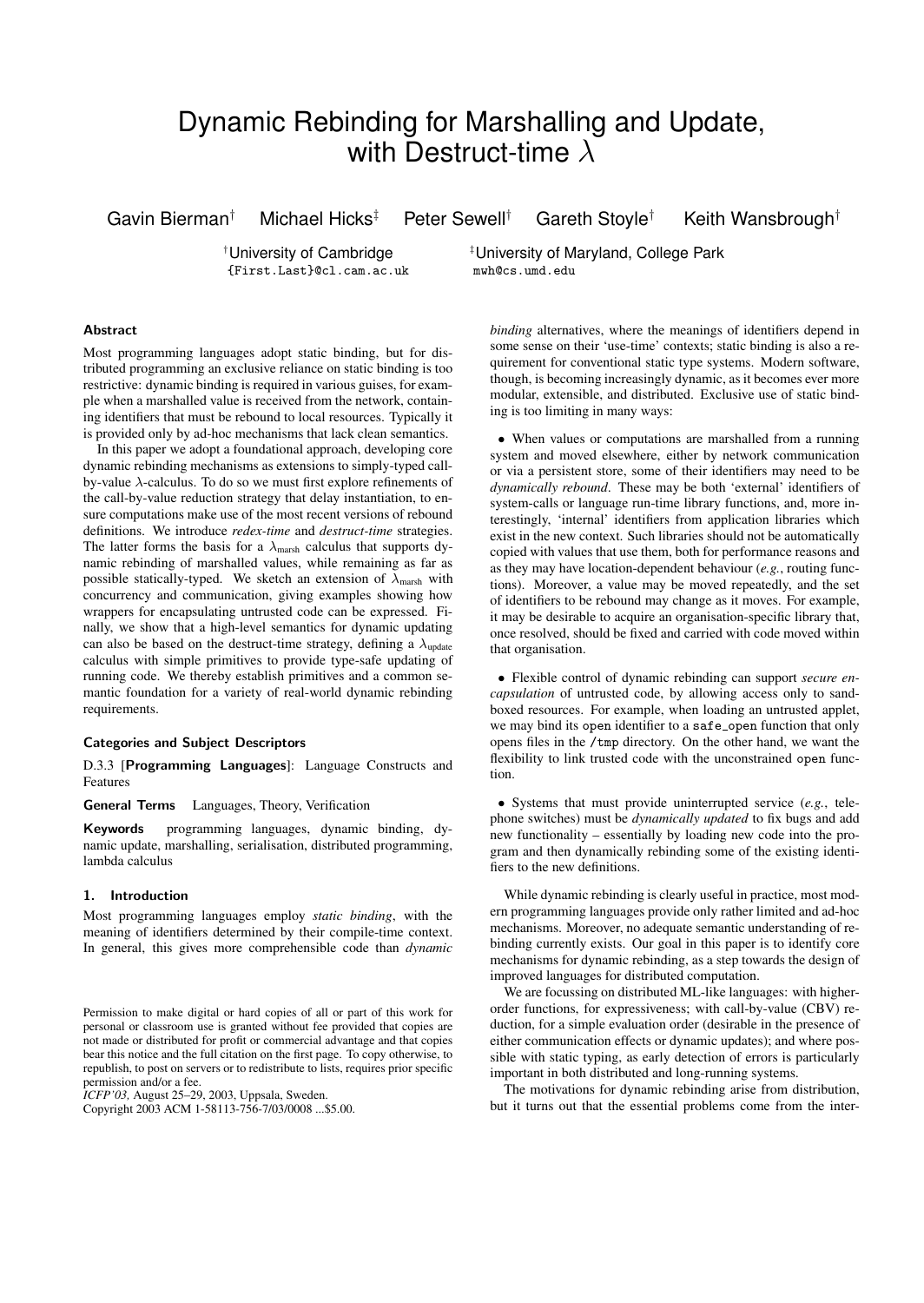# Dynamic Rebinding for Marshalling and Update, with Destruct-time $\lambda$

Gavin Bierman[†] Michael Hicks[‡] Peter Sewell[†] Gareth Stoyle[†] Keith Wansbrough[†]

[†]University of Cambridge
{First.Last}@cl.cam.ac.uk

[‡]University of Maryland, College Park
mwh@cs.umd.edu

## Abstract

Most programming languages adopt static binding, but for distributed programming an exclusive reliance on static binding is too restrictive: dynamic binding is required in various guises, for example when a marshalled value is received from the network, containing identifiers that must be rebound to local resources. Typically it is provided only by ad-hoc mechanisms that lack clean semantics.

In this paper we adopt a foundational approach, developing core dynamic rebinding mechanisms as extensions to simply-typed call-by-value $\lambda$-calculus. To do so we must first explore refinements of the call-by-value reduction strategy that delay instantiation, to ensure computations make use of the most recent versions of rebound definitions. We introduce *redex-time* and *destruct-time* strategies. The latter forms the basis for a $\lambda_{\text{marsh}}$ calculus that supports dynamic rebinding of marshalled values, while remaining as far as possible statically-typed. We sketch an extension of $\lambda_{\text{marsh}}$ with concurrency and communication, giving examples showing how wrappers for encapsulating untrusted code can be expressed. Finally, we show that a high-level semantics for dynamic updating can also be based on the destruct-time strategy, defining a $\lambda_{\text{update}}$ calculus with simple primitives to provide type-safe updating of running code. We thereby establish primitives and a common semantic foundation for a variety of real-world dynamic rebinding requirements.

### Categories and Subject Descriptors

D.3.3 [**Programming Languages**]: Language Constructs and Features

**General Terms** Languages, Theory, Verification

**Keywords** programming languages, dynamic binding, dynamic update, marshalling, serialisation, distributed programming, lambda calculus

## 1. Introduction

Most programming languages employ *static binding*, with the meaning of identifiers determined by their compile-time context. In general, this gives more comprehensible code than *dynamic binding* alternatives, where the meanings of identifiers depend in some sense on their 'use-time' contexts; static binding is also a requirement for conventional static type systems. Modern software, though, is becoming increasingly dynamic, as it becomes ever more modular, extensible, and distributed. Exclusive use of static binding is too limiting in many ways:

- When values or computations are marshalled from a running system and moved elsewhere, either by network communication or via a persistent store, some of their identifiers may need to be *dynamically rebound*. These may be both 'external' identifiers of system-calls or language run-time library functions, and, more interestingly, 'internal' identifiers from application libraries which exist in the new context. Such libraries should not be automatically copied with values that use them, both for performance reasons and as they may have location-dependent behaviour (*e.g.*, routing functions). Moreover, a value may be moved repeatedly, and the set of identifiers to be rebound may change as it moves. For example, it may be desirable to acquire an organisation-specific library that, once resolved, should be fixed and carried with code moved within that organisation.

- Flexible control of dynamic rebinding can support *secure encapsulation* of untrusted code, by allowing access only to sandboxed resources. For example, when loading an untrusted applet, we may bind its open identifier to a safe_open function that only opens files in the /tmp directory. On the other hand, we want the flexibility to link trusted code with the unconstrained open function.

- Systems that must provide uninterrupted service (*e.g.*, telephone switches) must be *dynamically updated* to fix bugs and add new functionality – essentially by loading new code into the program and then dynamically rebinding some of the existing identifiers to the new definitions.

While dynamic rebinding is clearly useful in practice, most modern programming languages provide only rather limited and ad-hoc mechanisms. Moreover, no adequate semantic understanding of rebinding currently exists. Our goal in this paper is to identify core mechanisms for dynamic rebinding, as a step towards the design of improved languages for distributed computation.

We are focussing on distributed ML-like languages: with higher-order functions, for expressiveness; with call-by-value (CBV) reduction, for a simple evaluation order (desirable in the presence of either communication effects or dynamic updates); and where possible with static typing, as early detection of errors is particularly important in both distributed and long-running systems.

The motivations for dynamic rebinding arise from distribution, but it turns out that the essential problems come from the inter-

Permission to make digital or hard copies of all or part of this work for personal or classroom use is granted without fee provided that copies are not made or distributed for profit or commercial advantage and that copies bear this notice and the full citation on the first page. To copy otherwise, to republish, to post on servers or to redistribute to lists, requires prior specific permission and/or a fee.
*ICFP'03,* August 25–29, 2003, Uppsala, Sweden.
Copyright 2003 ACM 1-58113-756-7/03/0008 ...$5.00.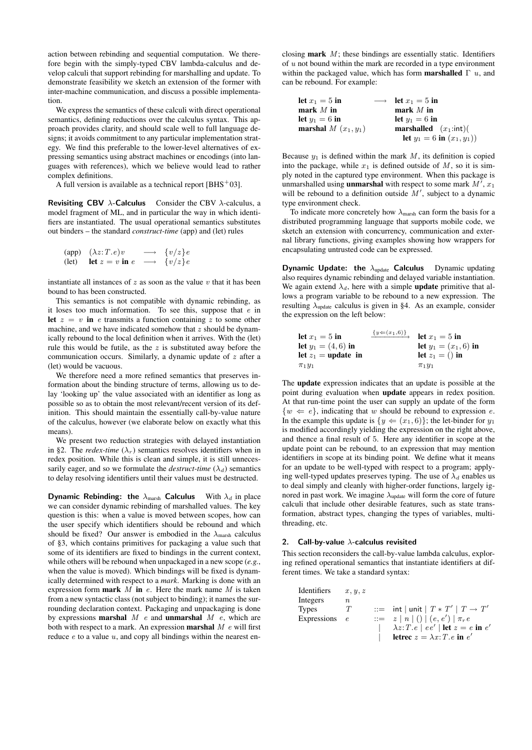action between rebinding and sequential computation. We therefore begin with the simply-typed CBV lambda-calculus and develop calculi that support rebinding for marshalling and update. To demonstrate feasibility we sketch an extension of the former with inter-machine communication, and discuss a possible implementation.

We express the semantics of these calculi with direct operational semantics, defining reductions over the calculus syntax. This approach provides clarity, and should scale well to full language designs; it avoids commitment to any particular implementation strategy. We find this preferable to the lower-level alternatives of expressing semantics using abstract machines or encodings (into languages with references), which we believe would lead to rather complex definitions.

A full version is available as a technical report [BHS+03].

**Revisiting CBV $\lambda$-Calculus** Consider the CBV $\lambda$-calculus, a model fragment of ML, and in particular the way in which identifiers are instantiated. The usual operational semantics substitutes out binders – the standard *construct-time* (app) and (let) rules

$$
\begin{array}{lll}
\text{(app)} & (\lambda z{:}T.e)v & \longrightarrow \{v/z\}e \\
\text{(let)} & \textbf{let } z = v \textbf{ in } e & \longrightarrow \{v/z\}e
\end{array}
$$

instantiate all instances of $z$ as soon as the value $v$ that it has been bound to has been constructed.

This semantics is not compatible with dynamic rebinding, as it loses too much information. To see this, suppose that $e$ in **let** $z = v$ **in** $e$ transmits a function containing $z$ to some other machine, and we have indicated somehow that $z$ should be dynamically rebound to the local definition when it arrives. With the (let) rule this would be futile, as the $z$ is substituted away before the communication occurs. Similarly, a dynamic update of $z$ after a (let) would be vacuous.

We therefore need a more refined semantics that preserves information about the binding structure of terms, allowing us to delay 'looking up' the value associated with an identifier as long as possible so as to obtain the most relevant/recent version of its definition. This should maintain the essentially call-by-value nature of the calculus, however (we elaborate below on exactly what this means).

We present two reduction strategies with delayed instantiation in §2. The *redex-time* ($\lambda_r$) semantics resolves identifiers when in redex position. While this is clean and simple, it is still unnecessarily eager, and so we formulate the *destruct-time* ($\lambda_d$) semantics to delay resolving identifiers until their values must be destructed.

**Dynamic Rebinding: the $\lambda_{\text{marsh}}$ Calculus** With $\lambda_d$ in place we can consider dynamic rebinding of marshalled values. The key question is this: when a value is moved between scopes, how can the user specify which identifiers should be rebound and which should be fixed? Our answer is embodied in the $\lambda_{\text{marsh}}$ calculus of §3, which contains primitives for packaging a value such that some of its identifiers are fixed to bindings in the current context, while others will be rebound when unpackaged in a new scope (*e.g.*, when the value is moved). Which bindings will be fixed is dynamically determined with respect to a *mark*. Marking is done with an expression form **mark** $M$ **in** $e$. Here the mark name $M$ is taken from a new syntactic class (not subject to binding); it names the surrounding declaration context. Packaging and unpackaging is done by expressions **marshal** $M$ $e$ and **unmarshal** $M$ $e$, which are both with respect to a mark. An expression **marshal** $M$ $e$ will first reduce $e$ to a value $u$, and copy all bindings within the nearest enclosing **mark** $M$; these bindings are essentially static. Identifiers of $u$ not bound within the mark are recorded in a type environment within the packaged value, which has form **marshalled** $\Gamma$ $u$, and can be rebound. For example:

$$
\begin{array}{lll}
\textbf{let } x_1 = 5 \textbf{ in} & \longrightarrow & \textbf{let } x_1 = 5 \textbf{ in} \\
\textbf{mark } M \textbf{ in} & & \textbf{mark } M \textbf{ in} \\
\textbf{let } y_1 = 6 \textbf{ in} & & \textbf{let } y_1 = 6 \textbf{ in} \\
\textbf{marshal } M\ (x_1, y_1) & & \textbf{marshalled } \ (x_1{:}\mathsf{int})( \\
& & \quad \textbf{let } y_1 = 6 \textbf{ in } (x_1, y_1))
\end{array}
$$

Because $y_1$ is defined within the mark $M$, its definition is copied into the package, while $x_1$ is defined outside of $M$, so it is simply noted in the captured type environment. When this package is unmarshalled using **unmarshal** with respect to some mark $M'$, $x_1$ will be rebound to a definition outside $M'$, subject to a dynamic type environment check.

To indicate more concretely how $\lambda_{\text{marsh}}$ can form the basis for a distributed programming language that supports mobile code, we sketch an extension with concurrency, communication and external library functions, giving examples showing how wrappers for encapsulating untrusted code can be expressed.

**Dynamic Update: the $\lambda_{\text{update}}$ Calculus** Dynamic updating also requires dynamic rebinding and delayed variable instantiation. We again extend $\lambda_d$, here with a simple **update** primitive that allows a program variable to be rebound to a new expression. The resulting $\lambda_{\text{update}}$ calculus is given in §4. As an example, consider the expression on the left below:

$$
\begin{array}{lll}
\textbf{let } x_1 = 5 \textbf{ in} & \xrightarrow{\{y \Leftarrow (x_1, 6)\}} & \textbf{let } x_1 = 5 \textbf{ in} \\
\textbf{let } y_1 = (4, 6) \textbf{ in} & & \textbf{let } y_1 = (x_1, 6) \textbf{ in} \\
\textbf{let } z_1 = \textbf{update } \textbf{ in} & & \textbf{let } z_1 = () \textbf{ in} \\
\pi_1 y_1 & & \pi_1 y_1
\end{array}
$$

The **update** expression indicates that an update is possible at the point during evaluation when **update** appears in redex position. At that run-time point the user can supply an update of the form $\{w \Leftarrow e\}$, indicating that $w$ should be rebound to expression $e$. In the example this update is $\{y \Leftarrow (x_1, 6)\}$; the let-binder for $y_1$ is modified accordingly yielding the expression on the right above, and thence a final result of 5. Here any identifier in scope at the update point can be rebound, to an expression that may mention identifiers in scope at its binding point. We define what it means for an update to be well-typed with respect to a program; applying well-typed updates preserves typing. The use of $\lambda_d$ enables us to deal simply and cleanly with higher-order functions, largely ignored in past work. We imagine $\lambda_{\text{update}}$ will form the core of future calculi that include other desirable features, such as state transformation, abstract types, changing the types of variables, multithreading, etc.

## 2. Call-by-value $\lambda$-calculus revisited

This section reconsiders the call-by-value lambda calculus, exploring refined operational semantics that instantiate identifiers at different times. We take a standard syntax:

$$
\begin{array}{llll}
\text{Identifiers} & x, y, z & & \\
\text{Integers} & n & & \\
\text{Types} & T & ::= & \mathsf{int} \mid \mathsf{unit} \mid T * T' \mid T \to T' \\
\text{Expressions} & e & ::= & z \mid n \mid () \mid (e, e') \mid \pi_r e \\
& & \mid & \lambda z{:}T.e \mid ee' \mid \textbf{let } z = e \textbf{ in } e' \\
& & \mid & \textbf{letrec } z = \lambda x{:}T.e \textbf{ in } e'
\end{array}
$$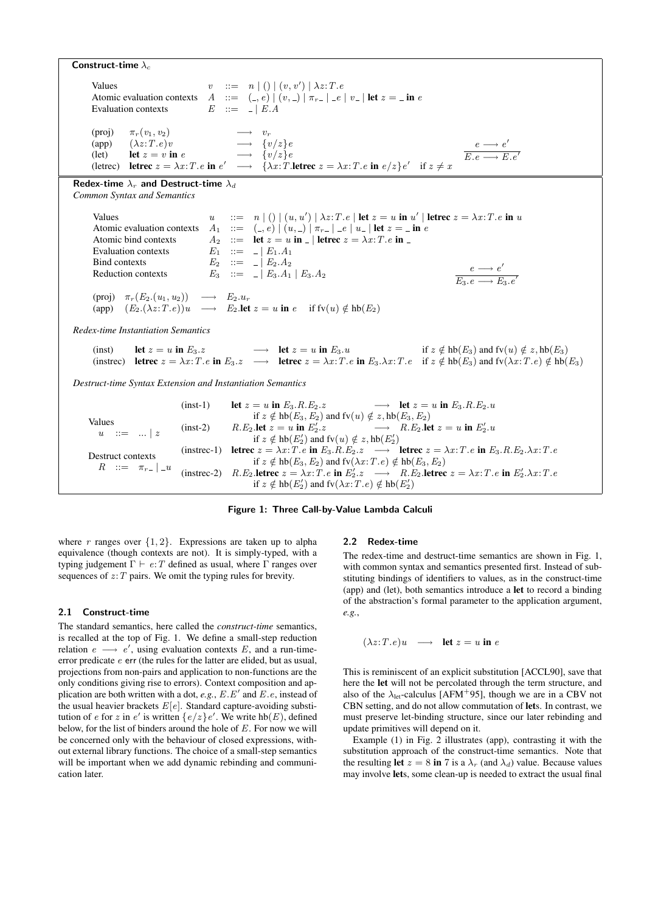**Construct-time $\lambda_c$**

$$
\begin{array}{llcl}
\text{Values} & v & ::= & n \mid () \mid (v, v') \mid \lambda z{:}T.e \\
\text{Atomic evaluation contexts} & A & ::= & (\_, e) \mid (v, \_) \mid \pi_r\_ \mid \_e \mid v\_ \mid \textbf{let } z = \_ \textbf{ in } e \\
\text{Evaluation contexts} & E & ::= & \_ \mid E.A
\end{array}
$$

$$
\begin{array}{llcll}
\text{(proj)} & \pi_r(v_1, v_2) & \longrightarrow & v_r & \\
\text{(app)} & (\lambda z{:}T.e)v & \longrightarrow & \{v/z\}e & \\
\text{(let)} & \textbf{let } z = v \textbf{ in } e & \longrightarrow & \{v/z\}e & \\
\text{(letrec)} & \textbf{letrec } z = \lambda x{:}T.e \textbf{ in } e' & \longrightarrow & \{\lambda x{:}T.\textbf{letrec } z = \lambda x{:}T.e \textbf{ in } e/z\}e' & \text{if } z \neq x
\end{array}
\qquad
\dfrac{e \longrightarrow e'}{E.e \longrightarrow E.e'}
$$

**Redex-time $\lambda_r$ and Destruct-time $\lambda_d$**

*Common Syntax and Semantics*

$$
\begin{array}{llcl}
\text{Values} & u & ::= & n \mid () \mid (u, u') \mid \lambda z{:}T.e \mid \textbf{let } z = u \textbf{ in } u' \mid \textbf{letrec } z = \lambda x{:}T.e \textbf{ in } u \\
\text{Atomic evaluation contexts} & A_1 & ::= & (\_, e) \mid (u, \_) \mid \pi_r\_ \mid \_e \mid u\_ \mid \textbf{let } z = \_ \textbf{ in } e \\
\text{Atomic bind contexts} & A_2 & ::= & \textbf{let } z = u \textbf{ in } \_ \mid \textbf{letrec } z = \lambda x{:}T.e \textbf{ in } \_ \\
\text{Evaluation contexts} & E_1 & ::= & \_ \mid E_1.A_1 \\
\text{Bind contexts} & E_2 & ::= & \_ \mid E_2.A_2 \\
\text{Reduction contexts} & E_3 & ::= & \_ \mid E_3.A_1 \mid E_3.A_2
\end{array}
\qquad
\dfrac{e \longrightarrow e'}{E_3.e \longrightarrow E_3.e'}
$$

$$
\begin{array}{llcl}
\text{(proj)} & \pi_r(E_2.(u_1, u_2)) & \longrightarrow & E_2.u_r \\
\text{(app)} & (E_2.(\lambda z{:}T.e))u & \longrightarrow & E_2.\textbf{let } z = u \textbf{ in } e \quad \text{if fv}(u) \notin \text{hb}(E_2)
\end{array}
$$

*Redex-time Instantiation Semantics*

$$
\begin{array}{llcll}
\text{(inst)} & \textbf{let } z = u \textbf{ in } E_3.z & \longrightarrow & \textbf{let } z = u \textbf{ in } E_3.u & \text{if } z \notin \text{hb}(E_3) \text{ and fv}(u) \notin z, \text{hb}(E_3) \\
\text{(instrec)} & \textbf{letrec } z = \lambda x{:}T.e \textbf{ in } E_3.z & \longrightarrow & \textbf{letrec } z = \lambda x{:}T.e \textbf{ in } E_3.\lambda x{:}T.e & \text{if } z \notin \text{hb}(E_3) \text{ and fv}(\lambda x{:}T.e) \notin \text{hb}(E_3)
\end{array}
$$

*Destruct-time Syntax Extension and Instantiation Semantics*

Values
$u \ ::= \ ... \mid z$

Destruct contexts
$R \ ::= \ \pi_r\_ \mid \_u$

$$
\begin{array}{llcl}
\text{(inst-1)} & \textbf{let } z = u \textbf{ in } E_3.R.E_2.z & \longrightarrow & \textbf{let } z = u \textbf{ in } E_3.R.E_2.u \\
& \multicolumn{3}{l}{\text{if } z \notin \text{hb}(E_3, E_2) \text{ and fv}(u) \notin z, \text{hb}(E_3, E_2)} \\
\text{(inst-2)} & R.E_2.\textbf{let } z = u \textbf{ in } E_2'.z & \longrightarrow & R.E_2.\textbf{let } z = u \textbf{ in } E_2'.u \\
& \multicolumn{3}{l}{\text{if } z \notin \text{hb}(E_2') \text{ and fv}(u) \notin z, \text{hb}(E_2')} \\
\text{(instrec-1)} & \textbf{letrec } z = \lambda x{:}T.e \textbf{ in } E_3.R.E_2.z & \longrightarrow & \textbf{letrec } z = \lambda x{:}T.e \textbf{ in } E_3.R.E_2.\lambda x{:}T.e \\
& \multicolumn{3}{l}{\text{if } z \notin \text{hb}(E_3, E_2) \text{ and fv}(\lambda x{:}T.e) \notin \text{hb}(E_3, E_2)} \\
\text{(instrec-2)} & R.E_2.\textbf{letrec } z = \lambda x{:}T.e \textbf{ in } E_2'.z & \longrightarrow & R.E_2.\textbf{letrec } z = \lambda x{:}T.e \textbf{ in } E_2'.\lambda x{:}T.e \\
& \multicolumn{3}{l}{\text{if } z \notin \text{hb}(E_2') \text{ and fv}(\lambda x{:}T.e) \notin \text{hb}(E_2')}
\end{array}
$$

**Figure 1: Three Call-by-Value Lambda Calculi**

where $r$ ranges over $\{1, 2\}$. Expressions are taken up to alpha equivalence (though contexts are not). It is simply-typed, with a typing judgement $\Gamma \vdash e{:}T$ defined as usual, where $\Gamma$ ranges over sequences of $z{:}T$ pairs. We omit the typing rules for brevity.

### 2.1 Construct-time

The standard semantics, here called the *construct-time* semantics, is recalled at the top of Fig. 1. We define a small-step reduction relation $e \longrightarrow e'$, using evaluation contexts $E$, and a run-time-error predicate $e$ err (the rules for the latter are elided, but as usual, projections from non-pairs and application to non-functions are the only conditions giving rise to errors). Context composition and application are both written with a dot, *e.g.*, $E.E'$ and $E.e$, instead of the usual heavier brackets $E[e]$. Standard capture-avoiding substitution of $e$ for $z$ in $e'$ is written $\{e/z\}e'$. We write hb$(E)$, defined below, for the list of binders around the hole of $E$. For now we will be concerned only with the behaviour of closed expressions, without external library functions. The choice of a small-step semantics will be important when we add dynamic rebinding and communication later.

### 2.2 Redex-time

The redex-time and destruct-time semantics are shown in Fig. 1, with common syntax and semantics presented first. Instead of substituting bindings of identifiers to values, as in the construct-time (app) and (let), both semantics introduce a **let** to record a binding of the abstraction's formal parameter to the application argument, *e.g.*,

$$(\lambda z{:}T.e)u \quad \longrightarrow \quad \textbf{let } z = u \textbf{ in } e$$

This is reminiscent of an explicit substitution [ACCL90], save that here the **let** will not be percolated through the term structure, and also of the $\lambda_{\text{let}}$-calculus [AFM+95], though we are in a CBV not CBN setting, and do not allow commutation of **let**s. In contrast, we must preserve let-binding structure, since our later rebinding and update primitives will depend on it.

Example (1) in Fig. 2 illustrates (app), contrasting it with the substitution approach of the construct-time semantics. Note that the resulting **let** $z = 8$ **in** $7$ is a $\lambda_r$ (and $\lambda_d$) value. Because values may involve **let**s, some clean-up is needed to extract the usual final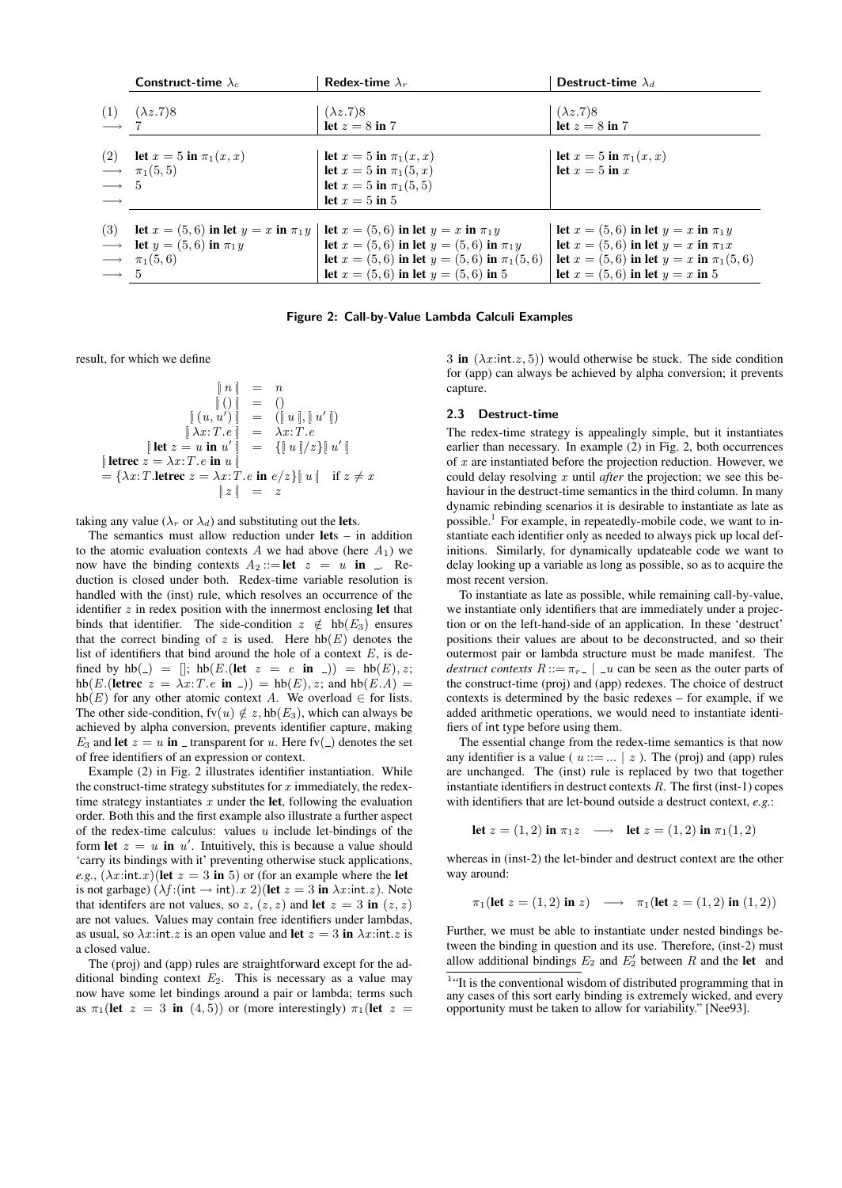| | Construct-time $\lambda_c$ | Redex-time $\lambda_r$ | Destruct-time $\lambda_d$ |
|---|---|---|---|
| (1) | $(\lambda z.7)8$ | $(\lambda z.7)8$ | $(\lambda z.7)8$ |
| $\longrightarrow$ | $7$ | $\textbf{let } z = 8 \textbf{ in } 7$ | $\textbf{let } z = 8 \textbf{ in } 7$ |
| (2) | $\textbf{let } x = 5 \textbf{ in } \pi_1(x, x)$ | $\textbf{let } x = 5 \textbf{ in } \pi_1(x, x)$ | $\textbf{let } x = 5 \textbf{ in } \pi_1(x, x)$ |
| $\longrightarrow$ | $\pi_1(5, 5)$ | $\textbf{let } x = 5 \textbf{ in } \pi_1(5, x)$ | $\textbf{let } x = 5 \textbf{ in } x$ |
| $\longrightarrow$ | $5$ | $\textbf{let } x = 5 \textbf{ in } \pi_1(5, 5)$ | |
| $\longrightarrow$ | | $\textbf{let } x = 5 \textbf{ in } 5$ | |
| (3) | $\textbf{let } x = (5, 6) \textbf{ in let } y = x \textbf{ in } \pi_1 y$ | $\textbf{let } x = (5, 6) \textbf{ in let } y = x \textbf{ in } \pi_1 y$ | $\textbf{let } x = (5, 6) \textbf{ in let } y = x \textbf{ in } \pi_1 y$ |
| $\longrightarrow$ | $\textbf{let } y = (5, 6) \textbf{ in } \pi_1 y$ | $\textbf{let } x = (5, 6) \textbf{ in let } y = (5, 6) \textbf{ in } \pi_1 y$ | $\textbf{let } x = (5, 6) \textbf{ in let } y = x \textbf{ in } \pi_1 x$ |
| $\longrightarrow$ | $\pi_1(5, 6)$ | $\textbf{let } x = (5, 6) \textbf{ in let } y = (5, 6) \textbf{ in } \pi_1(5, 6)$ | $\textbf{let } x = (5, 6) \textbf{ in let } y = x \textbf{ in } \pi_1(5, 6)$ |
| $\longrightarrow$ | $5$ | $\textbf{let } x = (5, 6) \textbf{ in let } y = (5, 6) \textbf{ in } 5$ | $\textbf{let } x = (5, 6) \textbf{ in let } y = x \textbf{ in } 5$ |

**Figure 2: Call-by-Value Lambda Calculi Examples**

result, for which we define

$$
\begin{array}{rcl}
[\![ n ]\!] & = & n \\
[\![ () ]\!] & = & () \\
[\![ (u, u') ]\!] & = & ([\![ u ]\!], [\![ u' ]\!]) \\
[\![ \lambda x{:}T.e ]\!] & = & \lambda x{:}T.e \\
[\![ \textbf{let } z = u \textbf{ in } u' ]\!] & = & \{[\![ u ]\!]/z\}[\![ u' ]\!] \\
\multicolumn{3}{l}{[\![ \textbf{letrec } z = \lambda x{:}T.e \textbf{ in } u ]\!]} \\
\multicolumn{3}{l}{= \{\lambda x{:}T.\textbf{letrec } z = \lambda x{:}T.e \textbf{ in } e/z\}[\![ u ]\!] \quad \text{if } z \neq x} \\
[\![ z ]\!] & = & z
\end{array}
$$

taking any value ($\lambda_r$ or $\lambda_d$) and substituting out the **let**s.

The semantics must allow reduction under **let**s – in addition to the atomic evaluation contexts $A$ we had above (here $A_1$) we now have the binding contexts $A_2 ::= \textbf{let } z = u \textbf{ in } \_$. Reduction is closed under both. Redex-time variable resolution is handled with the (inst) rule, which resolves an occurrence of the identifier $z$ in redex position with the innermost enclosing **let** that binds that identifier. The side-condition $z \notin \text{hb}(E_3)$ ensures that the correct binding of $z$ is used. Here $\text{hb}(E)$ denotes the list of identifiers that bind around the hole of a context $E$, is defined by $\text{hb}(\_) = []$; $\text{hb}(E.(\textbf{let } z = e \textbf{ in } \_)) = \text{hb}(E), z$; $\text{hb}(E.(\textbf{letrec } z = \lambda x{:}T.e \textbf{ in } \_)) = \text{hb}(E), z$; and $\text{hb}(E.A) = \text{hb}(E)$ for any other atomic context $A$. We overload $\in$ for lists. The other side-condition, $\text{fv}(u) \notin z, \text{hb}(E_3)$, which can always be achieved by alpha conversion, prevents identifier capture, making $E_3$ and $\textbf{let } z = u \textbf{ in } \_$ transparent for $u$. Here $\text{fv}(\_)$ denotes the set of free identifiers of an expression or context.

Example (2) in Fig. 2 illustrates identifier instantiation. While the construct-time strategy substitutes for $x$ immediately, the redex-time strategy instantiates $x$ under the **let**, following the evaluation order. Both this and the first example also illustrate a further aspect of the redex-time calculus: values $u$ include let-bindings of the form $\textbf{let } z = u \textbf{ in } u'$. Intuitively, this is because a value should 'carry its bindings with it' preventing otherwise stuck applications, *e.g.*, $(\lambda x{:}\text{int}.x)(\textbf{let } z = 3 \textbf{ in } 5)$ or (for an example where the **let** is not garbage) $(\lambda f{:}(\text{int} \rightarrow \text{int}).x\ 2)(\textbf{let } z = 3 \textbf{ in } \lambda x{:}\text{int}.z)$. Note that identifers are not values, so $z$, $(z, z)$ and $\textbf{let } z = 3 \textbf{ in } (z, z)$ are not values. Values may contain free identifiers under lambdas, as usual, so $\lambda x{:}\text{int}.z$ is an open value and $\textbf{let } z = 3 \textbf{ in } \lambda x{:}\text{int}.z$ is a closed value.

The (proj) and (app) rules are straightforward except for the additional binding context $E_2$. This is necessary as a value may now have some let bindings around a pair or lambda; terms such as $\pi_1(\textbf{let } z = 3 \textbf{ in } (4, 5))$ or (more interestingly) $\pi_1(\textbf{let } z = 3 \textbf{ in } (\lambda x{:}\text{int}.z, 5))$ would otherwise be stuck. The side condition for (app) can always be achieved by alpha conversion; it prevents capture.

### 2.3 Destruct-time

The redex-time strategy is appealingly simple, but it instantiates earlier than necessary. In example (2) in Fig. 2, both occurrences of $x$ are instantiated before the projection reduction. However, we could delay resolving $x$ until *after* the projection; we see this behaviour in the destruct-time semantics in the third column. In many dynamic rebinding scenarios it is desirable to instantiate as late as possible.[1] For example, in repeatedly-mobile code, we want to instantiate each identifier only as needed to always pick up local definitions. Similarly, for dynamically updateable code we want to delay looking up a variable as long as possible, so as to acquire the most recent version.

To instantiate as late as possible, while remaining call-by-value, we instantiate only identifiers that are immediately under a projection or on the left-hand-side of an application. In these 'destruct' positions their values are about to be deconstructed, and so their outermost pair or lambda structure must be made manifest. The *destruct contexts* $R ::= \pi_r\_ \mid \_u$ can be seen as the outer parts of the construct-time (proj) and (app) redexes. The choice of destruct contexts is determined by the basic redexes – for example, if we added arithmetic operations, we would need to instantiate identifiers of int type before using them.

The essential change from the redex-time semantics is that now any identifier is a value ( $u ::= \ldots \mid z$ ). The (proj) and (app) rules are unchanged. The (inst) rule is replaced by two that together instantiate identifiers in destruct contexts $R$. The first (inst-1) copes with identifiers that are let-bound outside a destruct context, *e.g.*:

$$\textbf{let } z = (1, 2) \textbf{ in } \pi_1 z \quad \longrightarrow \quad \textbf{let } z = (1, 2) \textbf{ in } \pi_1(1, 2)$$

whereas in (inst-2) the let-binder and destruct context are the other way around:

$$\pi_1(\textbf{let } z = (1, 2) \textbf{ in } z) \quad \longrightarrow \quad \pi_1(\textbf{let } z = (1, 2) \textbf{ in } (1, 2))$$

Further, we must be able to instantiate under nested bindings between the binding in question and its use. Therefore, (inst-2) must allow additional bindings $E_2$ and $E_2'$ between $R$ and the **let** and

[1] "It is the conventional wisdom of distributed programming that in any cases of this sort early binding is extremely wicked, and every opportunity must be taken to allow for variability." [Nee93].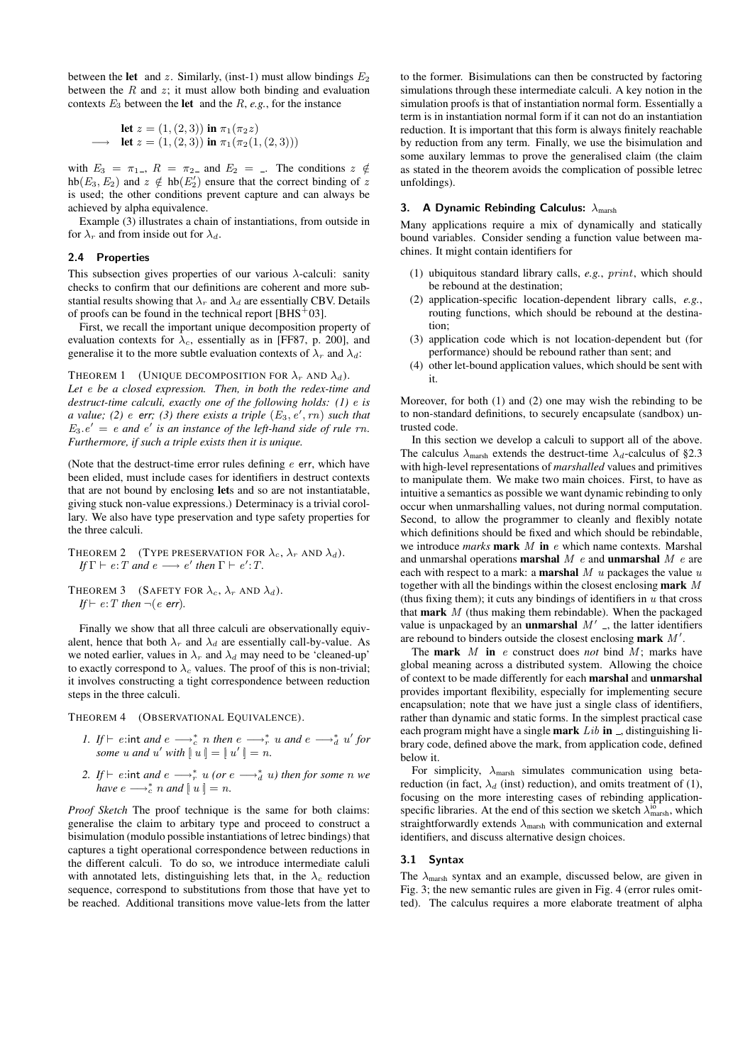between the **let** and $z$. Similarly, (inst-1) must allow bindings $E_2$ between the $R$ and $z$; it must allow both binding and evaluation contexts $E_3$ between the **let** and the $R$, *e.g.*, for the instance

$$\begin{array}{ll} & \textbf{let } z = (1,(2,3)) \textbf{ in } \pi_1(\pi_2 z) \\ \longrightarrow & \textbf{let } z = (1,(2,3)) \textbf{ in } \pi_1(\pi_2(1,(2,3))) \end{array}$$

with $E_3 = \pi_1\_$, $R = \pi_2\_$ and $E_2 = \_$. The conditions $z \notin \text{hb}(E_3, E_2)$ and $z \notin \text{hb}(E_2')$ ensure that the correct binding of $z$ is used; the other conditions prevent capture and can always be achieved by alpha equivalence.

Example (3) illustrates a chain of instantiations, from outside in for $\lambda_r$ and from inside out for $\lambda_d$.

### 2.4 Properties

This subsection gives properties of our various $\lambda$-calculi: sanity checks to confirm that our definitions are coherent and more substantial results showing that $\lambda_r$ and $\lambda_d$ are essentially CBV. Details of proofs can be found in the technical report [BHS+03].

First, we recall the important unique decomposition property of evaluation contexts for $\lambda_c$, essentially as in [FF87, p. 200], and generalise it to the more subtle evaluation contexts of $\lambda_r$ and $\lambda_d$:

THEOREM 1 (UNIQUE DECOMPOSITION FOR $\lambda_r$ AND $\lambda_d$). *Let $e$ be a closed expression. Then, in both the redex-time and destruct-time calculi, exactly one of the following holds: (1) $e$ is a value; (2) $e$ err; (3) there exists a triple $(E_3, e', rn)$ such that $E_3.e' = e$ and $e'$ is an instance of the left-hand side of rule $rn$. Furthermore, if such a triple exists then it is unique.*

(Note that the destruct-time error rules defining $e$ err, which have been elided, must include cases for identifiers in destruct contexts that are not bound by enclosing **let**s and so are not instantiatable, giving stuck non-value expressions.) Determinacy is a trivial corollary. We also have type preservation and type safety properties for the three calculi.

THEOREM 2 (TYPE PRESERVATION FOR $\lambda_c$, $\lambda_r$ AND $\lambda_d$). *If $\Gamma \vdash e{:}T$ and $e \longrightarrow e'$ then $\Gamma \vdash e'{:}T$.*

THEOREM 3 (SAFETY FOR $\lambda_c$, $\lambda_r$ AND $\lambda_d$). *If $\vdash e{:}T$ then $\neg(e$ err$)$.*

Finally we show that all three calculi are observationally equivalent, hence that both $\lambda_r$ and $\lambda_d$ are essentially call-by-value. As we noted earlier, values in $\lambda_r$ and $\lambda_d$ may need to be 'cleaned-up' to exactly correspond to $\lambda_c$ values. The proof of this is non-trivial; it involves constructing a tight correspondence between reduction steps in the three calculi.

THEOREM 4 (OBSERVATIONAL EQUIVALENCE).

1. *If $\vdash e{:}\mathsf{int}$ and $e \longrightarrow_c^* n$ then $e \longrightarrow_r^* u$ and $e \longrightarrow_d^* u'$ for some $u$ and $u'$ with $[\![ u ]\!] = [\![ u' ]\!] = n$.*
2. *If $\vdash e{:}\mathsf{int}$ and $e \longrightarrow_r^* u$ (or $e \longrightarrow_d^* u$) then for some $n$ we have $e \longrightarrow_c^* n$ and $[\![ u ]\!] = n$.*

*Proof Sketch* The proof technique is the same for both claims: generalise the claim to arbitary type and proceed to construct a bisimulation (modulo possible instantiations of letrec bindings) that captures a tight operational correspondence between reductions in the different calculi. To do so, we introduce intermediate caluli with annotated lets, distinguishing lets that, in the $\lambda_c$ reduction sequence, correspond to substitutions from those that have yet to be reached. Additional transitions move value-lets from the latter to the former. Bisimulations can then be constructed by factoring simulations through these intermediate calculi. A key notion in the simulation proofs is that of instantiation normal form. Essentially a term is in instantiation normal form if it can not do an instantiation reduction. It is important that this form is always finitely reachable by reduction from any term. Finally, we use the bisimulation and some auxilary lemmas to prove the generalised claim (the claim as stated in the theorem avoids the complication of possible letrec unfoldings).

## 3. A Dynamic Rebinding Calculus: $\lambda_{\text{marsh}}$

Many applications require a mix of dynamically and statically bound variables. Consider sending a function value between machines. It might contain identifiers for

1. ubiquitous standard library calls, *e.g.*, $print$, which should be rebound at the destination;
2. application-specific location-dependent library calls, *e.g.*, routing functions, which should be rebound at the destination;
3. application code which is not location-dependent but (for performance) should be rebound rather than sent; and
4. other let-bound application values, which should be sent with it.

Moreover, for both (1) and (2) one may wish the rebinding to be to non-standard definitions, to securely encapsulate (sandbox) untrusted code.

In this section we develop a calculi to support all of the above. The calculus $\lambda_{\text{marsh}}$ extends the destruct-time $\lambda_d$-calculus of §2.3 with high-level representations of *marshalled* values and primitives to manipulate them. We make two main choices. First, to have as intuitive a semantics as possible we want dynamic rebinding to only occur when unmarshalling values, not during normal computation. Second, to allow the programmer to cleanly and flexibly notate which definitions should be fixed and which should be rebindable, we introduce *marks* **mark** $M$ **in** $e$ which name contexts. Marshal and unmarshal operations **marshal** $M$ $e$ and **unmarshal** $M$ $e$ are each with respect to a mark: a **marshal** $M$ $u$ packages the value $u$ together with all the bindings within the closest enclosing **mark** $M$ (thus fixing them); it cuts any bindings of identifiers in $u$ that cross that **mark** $M$ (thus making them rebindable). When the packaged value is unpackaged by an **unmarshal** $M'$ \_, the latter identifiers are rebound to binders outside the closest enclosing **mark** $M'$.

The **mark** $M$ **in** $e$ construct does *not* bind $M$; marks have global meaning across a distributed system. Allowing the choice of context to be made differently for each **marshal** and **unmarshal** provides important flexibility, especially for implementing secure encapsulation; note that we have just a single class of identifiers, rather than dynamic and static forms. In the simplest practical case each program might have a single **mark** $Lib$ **in** \_, distinguishing library code, defined above the mark, from application code, defined below it.

For simplicity, $\lambda_{\text{marsh}}$ simulates communication using beta-reduction (in fact, $\lambda_d$ (inst) reduction), and omits treatment of (1), focusing on the more interesting cases of rebinding application-specific libraries. At the end of this section we sketch $\lambda_{\text{marsh}}^{\text{io}}$, which straightforwardly extends $\lambda_{\text{marsh}}$ with communication and external identifiers, and discuss alternative design choices.

### 3.1 Syntax

The $\lambda_{\text{marsh}}$ syntax and an example, discussed below, are given in Fig. 3; the new semantic rules are given in Fig. 4 (error rules omitted). The calculus requires a more elaborate treatment of alpha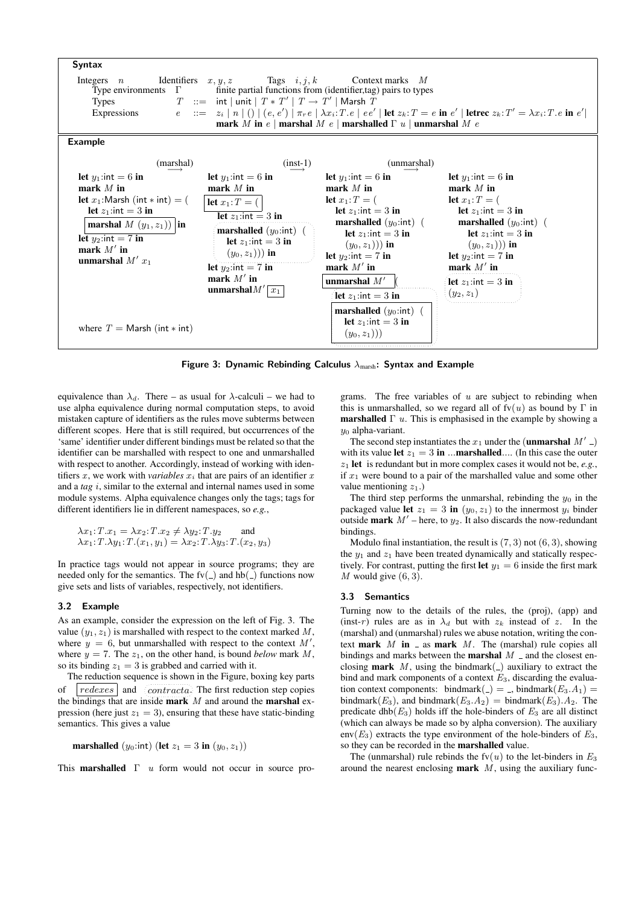**Syntax**

Integers $n$ Identifiers $x, y, z$ Tags $i, j, k$ Context marks $M$

Type environments $\Gamma$ finite partial functions from (identifier,tag) pairs to types

Types $T ::= \mathsf{int} \mid \mathsf{unit} \mid T * T' \mid T \to T' \mid \mathsf{Marsh}\ T$

Expressions $e ::= z_i \mid n \mid () \mid (e, e') \mid \pi_r e \mid \lambda x_i{:}T.e \mid e e' \mid \mathbf{let}\ z_k{:}T = e\ \mathbf{in}\ e' \mid \mathbf{letrec}\ z_k{:}T' = \lambda x_i{:}T.e\ \mathbf{in}\ e' \mid$
$\mathbf{mark}\ M\ \mathbf{in}\ e \mid \mathbf{marshal}\ M\ e \mid \mathbf{marshalled}\ \Gamma\ u \mid \mathbf{unmarshal}\ M\ e$

**Example**

```
let y1:int = 6 in        (marshal)   let y1:int = 6 in            (inst-1)   let y1:int = 6 in               (unmarshal)   let y1:int = 6 in
mark M in                  -->       mark M in                      -->      mark M in                           -->       mark M in
let x1:Marsh (int*int) = (           [let x1:T = (]                          let x1:T = (                                  let x1:T = (
  let z1:int = 3 in                    let z1:int = 3 in                       let z1:int = 3 in                             let z1:int = 3 in
  [marshal M (y1,z1)] in               marshalled (y0:int) (                   marshalled (y0:int) (                         marshalled (y0:int) (
let y2:int = 7 in                        let z1:int = 3 in                       let z1:int = 3 in                             let z1:int = 3 in
mark M' in                               (y0,z1))) in                            (y0,z1))) in                                  (y0,z1))) in
unmarshal M' x1                      let y2:int = 7 in                       let y2:int = 7 in                             let y2:int = 7 in
                                     mark M' in                              mark M' in                                    mark M' in
                                     unmarshal M' [x1]                       [unmarshal M' (                               let z1:int = 3 in
                                                                               let z1:int = 3 in                           (y2,z1)
                                                                               marshalled (y0:int) (
                                                                                 let z1:int = 3 in
                                                                                 (y0,z1)))]
where T = Marsh (int*int)
```

**Figure 3: Dynamic Rebinding Calculus $\lambda_{\text{marsh}}$: Syntax and Example**

equivalence than $\lambda_d$. There – as usual for $\lambda$-calculi – we had to use alpha equivalence during normal computation steps, to avoid mistaken capture of identifiers as the rules move subterms between different scopes. Here that is still required, but occurrences of the 'same' identifier under different bindings must be related so that the identifier can be marshalled with respect to one and unmarshalled with respect to another. Accordingly, instead of working with identifiers $x$, we work with *variables* $x_i$ that are pairs of an identifier $x$ and a *tag* $i$, similar to the external and internal names used in some module systems. Alpha equivalence changes only the tags; tags for different identifiers lie in different namespaces, so *e.g.*,

$$\lambda x_1{:}T.x_1 = \lambda x_2{:}T.x_2 \neq \lambda y_2{:}T.y_2 \quad \text{and}$$
$$\lambda x_1{:}T.\lambda y_1{:}T.(x_1, y_1) = \lambda x_2{:}T.\lambda y_3{:}T.(x_2, y_3)$$

In practice tags would not appear in source programs; they are needed only for the semantics. The fv(\_) and hb(\_) functions now give sets and lists of variables, respectively, not identifiers.

### 3.2 Example

As an example, consider the expression on the left of Fig. 3. The value $(y_1, z_1)$ is marshalled with respect to the context marked $M$, where $y = 6$, but unmarshalled with respect to the context $M'$, where $y = 7$. The $z_1$, on the other hand, is bound *below* mark $M$, so its binding $z_1 = 3$ is grabbed and carried with it.

The reduction sequence is shown in the Figure, boxing key parts of *redexes* and *contracta*. The first reduction step copies the bindings that are inside **mark** $M$ and around the **marshal** expression (here just $z_1 = 3$), ensuring that these have static-binding semantics. This gives a value

$$\mathbf{marshalled}\ (y_0{:}\mathsf{int})\ (\mathbf{let}\ z_1 = 3\ \mathbf{in}\ (y_0, z_1))$$

This **marshalled** $\Gamma$ $u$ form would not occur in source programs. The free variables of $u$ are subject to rebinding when this is unmarshalled, so we regard all of fv($u$) as bound by $\Gamma$ in **marshalled** $\Gamma$ $u$. This is emphasised in the example by showing a $y_0$ alpha-variant.

The second step instantiates the $x_1$ under the (**unmarshal** $M'$ \_) with its value **let** $z_1 = 3$ **in** ...**marshalled**.... (In this case the outer $z_1$ **let** is redundant but in more complex cases it would not be, *e.g.*, if $x_1$ were bound to a pair of the marshalled value and some other value mentioning $z_1$.)

The third step performs the unmarshal, rebinding the $y_0$ in the packaged value **let** $z_1 = 3$ **in** $(y_0, z_1)$ to the innermost $y_i$ binder outside **mark** $M'$ – here, to $y_2$. It also discards the now-redundant bindings.

Modulo final instantiation, the result is $(7, 3)$ not $(6, 3)$, showing the $y_1$ and $z_1$ have been treated dynamically and statically respectively. For contrast, putting the first **let** $y_1 = 6$ inside the first mark $M$ would give $(6, 3)$.

### 3.3 Semantics

Turning now to the details of the rules, the (proj), (app) and (inst-$r$) rules are as in $\lambda_d$ but with $z_k$ instead of $z$. In the (marshal) and (unmarshal) rules we abuse notation, writing the context **mark** $M$ **in** \_ as **mark** $M$. The (marshal) rule copies all bindings and marks between the **marshal** $M$ \_ and the closest enclosing **mark** $M$, using the bindmark(\_) auxiliary to extract the bind and mark components of a context $E_3$, discarding the evaluation context components: bindmark(\_) = \_, bindmark($E_3.A_1$) = bindmark($E_3$), and bindmark($E_3.A_2$) = bindmark($E_3$).$A_2$. The predicate dhb($E_3$) holds iff the hole-binders of $E_3$ are all distinct (which can always be made so by alpha conversion). The auxiliary env($E_3$) extracts the type environment of the hole-binders of $E_3$, so they can be recorded in the **marshalled** value.

The (unmarshal) rule rebinds the fv($u$) to the let-binders in $E_3$ around the nearest enclosing **mark** $M$, using the auxiliary func-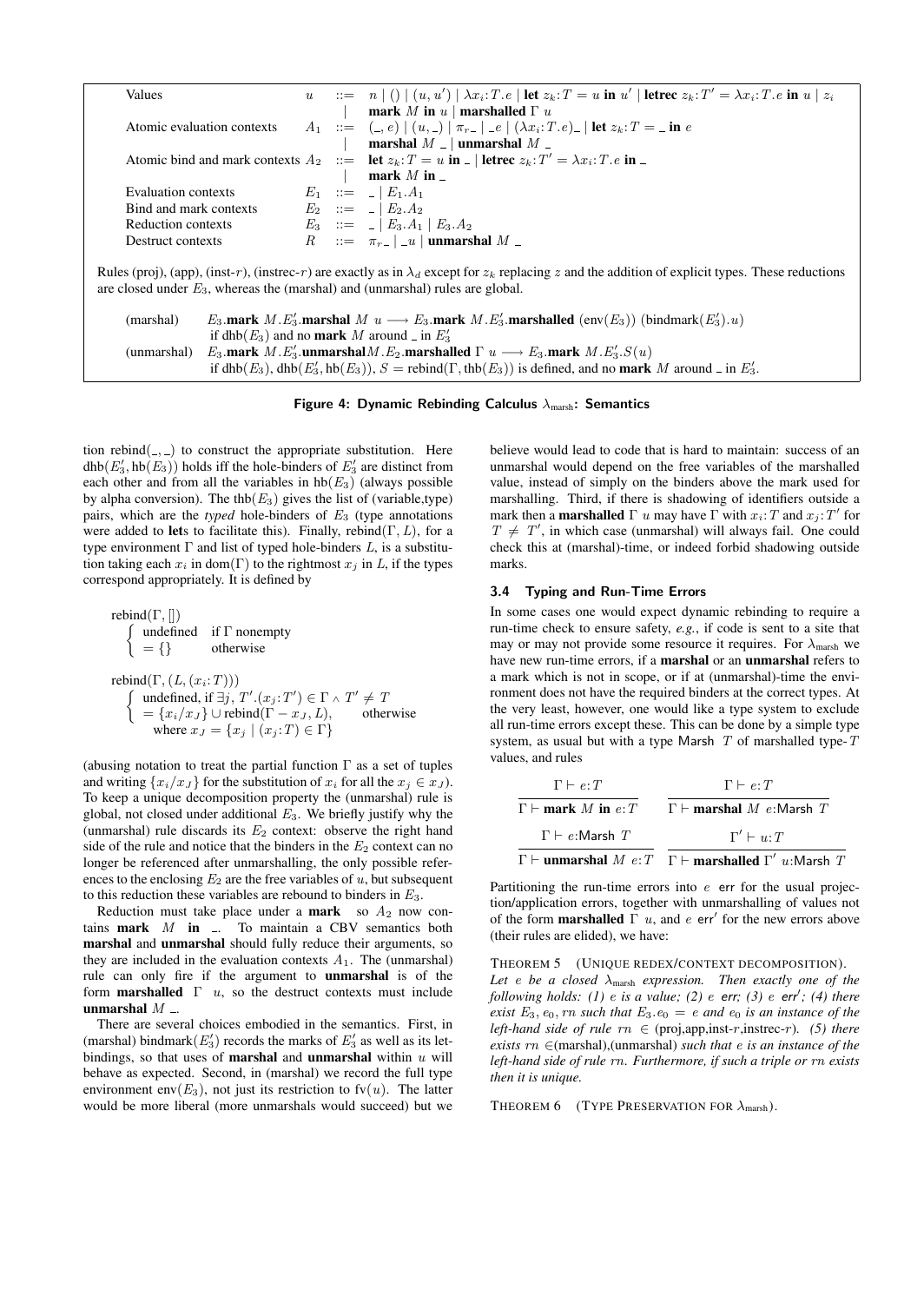| | | |
|---|---|---|
| Values | $u$ | $::= \; n \mid () \mid (u, u') \mid \lambda x_i{:}T.e \mid \textbf{let } z_k{:}T = u \textbf{ in } u' \mid \textbf{letrec } z_k{:}T' = \lambda x_i{:}T.e \textbf{ in } u \mid z_i$ |
| | | $\mid \; \textbf{mark } M \textbf{ in } u \mid \textbf{marshalled } \Gamma \; u$ |
| Atomic evaluation contexts | $A_1$ | $::= \; (\_, e) \mid (u, \_) \mid \pi_r \_ \mid \_e \mid (\lambda x_i{:}T.e)\_ \mid \textbf{let } z_k{:}T = \_ \textbf{ in } e$ |
| | | $\mid \; \textbf{marshal } M \; \_ \mid \textbf{unmarshal } M \; \_$ |
| Atomic bind and mark contexts | $A_2$ | $::= \; \textbf{let } z_k{:}T = u \textbf{ in } \_ \mid \textbf{letrec } z_k{:}T' = \lambda x_i{:}T.e \textbf{ in } \_$ |
| | | $\mid \; \textbf{mark } M \textbf{ in } \_$ |
| Evaluation contexts | $E_1$ | $::= \; \_ \mid E_1.A_1$ |
| Bind and mark contexts | $E_2$ | $::= \; \_ \mid E_2.A_2$ |
| Reduction contexts | $E_3$ | $::= \; \_ \mid E_3.A_1 \mid E_3.A_2$ |
| Destruct contexts | $R$ | $::= \; \pi_r \_ \mid \_u \mid \textbf{unmarshal } M \; \_$ |

Rules (proj), (app), (inst-$r$), (instrec-$r$) are exactly as in $\lambda_d$ except for $z_k$ replacing $z$ and the addition of explicit types. These reductions are closed under $E_3$, whereas the (marshal) and (unmarshal) rules are global.

(marshal) $\quad E_3.\textbf{mark } M.E_3'.\textbf{marshal } M \; u \longrightarrow E_3.\textbf{mark } M.E_3'.\textbf{marshalled } (\text{env}(E_3)) \; (\text{bindmark}(E_3').u)$
if $\text{dhb}(E_3)$ and no **mark** $M$ around $\_$ in $E_3'$

(unmarshal) $\quad E_3.\textbf{mark } M.E_3'.\textbf{unmarshal} M.E_2.\textbf{marshalled } \Gamma \; u \longrightarrow E_3.\textbf{mark } M.E_3'.S(u)$
if $\text{dhb}(E_3)$, $\text{dhb}(E_3', \text{hb}(E_3))$, $S = \text{rebind}(\Gamma, \text{thb}(E_3))$ is defined, and no **mark** $M$ around $\_$ in $E_3'$.

**Figure 4: Dynamic Rebinding Calculus $\lambda_{\text{marsh}}$: Semantics**

tion rebind$(\_, \_)$ to construct the appropriate substitution. Here $\text{dhb}(E_3', \text{hb}(E_3))$ holds iff the hole-binders of $E_3'$ are distinct from each other and from all the variables in $\text{hb}(E_3)$ (always possible by alpha conversion). The $\text{thb}(E_3)$ gives the list of (variable,type) pairs, which are the *typed* hole-binders of $E_3$ (type annotations were added to **let**s to facilitate this). Finally, $\text{rebind}(\Gamma, L)$, for a type environment $\Gamma$ and list of typed hole-binders $L$, is a substitution taking each $x_i$ in $\text{dom}(\Gamma)$ to the rightmost $x_j$ in $L$, if the types correspond appropriately. It is defined by

$$\text{rebind}(\Gamma, []) \begin{cases} \text{undefined} & \text{if } \Gamma \text{ nonempty} \\ = \{\} & \text{otherwise} \end{cases}$$

$$\text{rebind}(\Gamma, (L, (x_i{:}T))) \begin{cases} \text{undefined, if } \exists j, T'.(x_j{:}T') \in \Gamma \wedge T' \neq T \\ = \{x_i/x_J\} \cup \text{rebind}(\Gamma - x_J, L), \quad \text{otherwise} \\ \quad \text{where } x_J = \{x_j \mid (x_j{:}T) \in \Gamma\} \end{cases}$$

(abusing notation to treat the partial function $\Gamma$ as a set of tuples and writing $\{x_i/x_J\}$ for the substitution of $x_i$ for all the $x_j \in x_J$). To keep a unique decomposition property the (unmarshal) rule is global, not closed under additional $E_3$. We briefly justify why the (unmarshal) rule discards its $E_2$ context: observe the right hand side of the rule and notice that the binders in the $E_2$ context can no longer be referenced after unmarshalling, the only possible references to the enclosing $E_2$ are the free variables of $u$, but subsequent to this reduction these variables are rebound to binders in $E_3$.

Reduction must take place under a **mark** so $A_2$ now contains **mark** $M$ **in** $\_$. To maintain a CBV semantics both **marshal** and **unmarshal** should fully reduce their arguments, so they are included in the evaluation contexts $A_1$. The (unmarshal) rule can only fire if the argument to **unmarshal** is of the form **marshalled** $\Gamma$ $u$, so the destruct contexts must include **unmarshal** $M$ $\_$.

There are several choices embodied in the semantics. First, in (marshal) $\text{bindmark}(E_3')$ records the marks of $E_3'$ as well as its let-bindings, so that uses of **marshal** and **unmarshal** within $u$ will behave as expected. Second, in (marshal) we record the full type environment $\text{env}(E_3)$, not just its restriction to $\text{fv}(u)$. The latter would be more liberal (more unmarshals would succeed) but we believe would lead to code that is hard to maintain: success of an unmarshal would depend on the free variables of the marshalled value, instead of simply on the binders above the mark used for marshalling. Third, if there is shadowing of identifiers outside a mark then a **marshalled** $\Gamma$ $u$ may have $\Gamma$ with $x_i{:}T$ and $x_j{:}T'$ for $T \neq T'$, in which case (unmarshal) will always fail. One could check this at (marshal)-time, or indeed forbid shadowing outside marks.

### 3.4 Typing and Run-Time Errors

In some cases one would expect dynamic rebinding to require a run-time check to ensure safety, *e.g.*, if code is sent to a site that may or may not provide some resource it requires. For $\lambda_{\text{marsh}}$ we have new run-time errors, if a **marshal** or an **unmarshal** refers to a mark which is not in scope, or if at (unmarshal)-time the environment does not have the required binders at the correct types. At the very least, however, one would like a type system to exclude all run-time errors except these. This can be done by a simple type system, as usual but with a type Marsh $T$ of marshalled type-$T$ values, and rules

$$\frac{\Gamma \vdash e{:}T}{\Gamma \vdash \textbf{mark } M \textbf{ in } e{:}T} \qquad \frac{\Gamma \vdash e{:}T}{\Gamma \vdash \textbf{marshal } M \; e{:}\mathsf{Marsh}\ T}$$

$$\frac{\Gamma \vdash e{:}\mathsf{Marsh}\ T}{\Gamma \vdash \textbf{unmarshal } M \; e{:}T} \qquad \frac{\Gamma' \vdash u{:}T}{\Gamma \vdash \textbf{marshalled } \Gamma' \; u{:}\mathsf{Marsh}\ T}$$

Partitioning the run-time errors into $e$ err for the usual projection/application errors, together with unmarshalling of values not of the form **marshalled** $\Gamma$ $u$, and $e$ err$'$ for the new errors above (their rules are elided), we have:

THEOREM 5 (UNIQUE REDEX/CONTEXT DECOMPOSITION). *Let $e$ be a closed $\lambda_{\text{marsh}}$ expression. Then exactly one of the following holds: (1) $e$ is a value; (2) $e$ err; (3) $e$ err$'$; (4) there exist $E_3$, $e_0$, $rn$ such that $E_3.e_0 = e$ and $e_0$ is an instance of the left-hand side of rule $rn \in$ (proj,app,inst-$r$,instrec-$r$). (5) there exists $rn \in$(marshal),(unmarshal) such that $e$ is an instance of the left-hand side of rule $rn$. Furthermore, if such a triple or $rn$ exists then it is unique.*

THEOREM 6 (TYPE PRESERVATION FOR $\lambda_{\text{marsh}}$).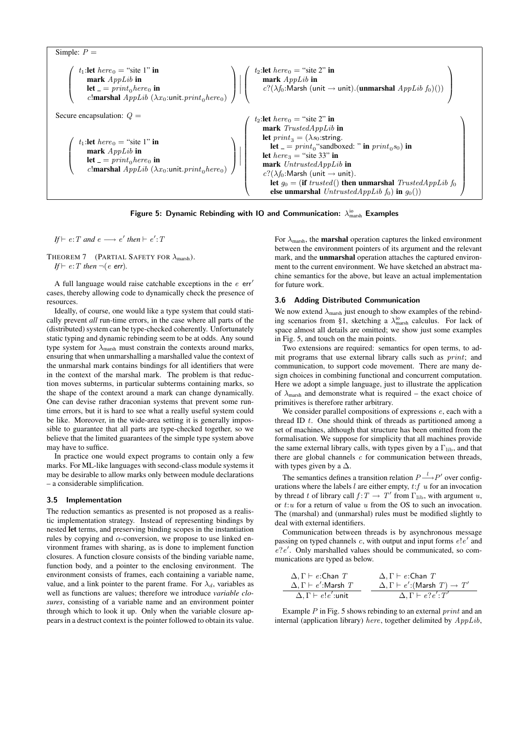Simple: $P =$

$$
\left(\begin{array}{l}
t_1{:}\textbf{let } here_0 = \text{"site 1" } \textbf{in} \\
\quad \textbf{mark } AppLib \textbf{ in} \\
\quad \textbf{let } \_ = print_0 here_0 \textbf{ in} \\
\quad c!\textbf{marshal } AppLib\ (\lambda x_0{:}\mathsf{unit}.print_0 here_0)
\end{array}\right)
\Bigg|
\left(\begin{array}{l}
t_2{:}\textbf{let } here_0 = \text{"site 2" } \textbf{in} \\
\quad \textbf{mark } AppLib \textbf{ in} \\
\quad c?(\lambda f_0{:}\mathsf{Marsh}\ (\mathsf{unit} \rightarrow \mathsf{unit}).(\textbf{unmarshal } AppLib\ f_0)())
\end{array}\right)
$$

Secure encapsulation: $Q =$

$$
\left(\begin{array}{l}
t_1{:}\textbf{let } here_0 = \text{"site 1" } \textbf{in} \\
\quad \textbf{mark } AppLib \textbf{ in} \\
\quad \textbf{let } \_ = print_0 here_0 \textbf{ in} \\
\quad c!\textbf{marshal } AppLib\ (\lambda x_0{:}\mathsf{unit}.print_0 here_0)
\end{array}\right)
\Bigg|
\left(\begin{array}{l}
t_2{:}\textbf{let } here_0 = \text{"site 2" } \textbf{in} \\
\quad \textbf{mark } TrustedAppLib \textbf{ in} \\
\quad \textbf{let } print_3 = (\lambda s_0{:}\mathsf{string}. \\
\quad\quad \textbf{let } \_ = print_0 \text{"sandboxed: " } \textbf{in } print_0 s_0) \textbf{ in} \\
\quad \textbf{let } here_3 = \text{"site 33" } \textbf{in} \\
\quad \textbf{mark } UntrustedAppLib \textbf{ in} \\
\quad c?(\lambda f_0{:}\mathsf{Marsh}\ (\mathsf{unit} \rightarrow \mathsf{unit}). \\
\quad\quad \textbf{let } g_0 = (\textbf{if } trusted() \textbf{ then unmarshal } TrustedAppLib\ f_0 \\
\quad\quad \textbf{else unmarshal } UntrustedAppLib\ f_0) \textbf{ in } g_0())
\end{array}\right)
$$

**Figure 5: Dynamic Rebinding with IO and Communication: $\lambda_{\text{marsh}}^{\text{io}}$ Examples**

*If* $\vdash e{:}T$ *and* $e \longrightarrow e'$ *then* $\vdash e'{:}T$

THEOREM 7 (PARTIAL SAFETY FOR $\lambda_{\text{marsh}}$).
*If* $\vdash e{:}T$ *then* $\neg(e\ \mathsf{err})$.

A full language would raise catchable exceptions in the $e\ \mathsf{err}'$ cases, thereby allowing code to dynamically check the presence of resources.

Ideally, of course, one would like a type system that could statically prevent *all* run-time errors, in the case where all parts of the (distributed) system can be type-checked coherently. Unfortunately static typing and dynamic rebinding seem to be at odds. Any sound type system for $\lambda_{\text{marsh}}$ must constrain the contexts around marks, ensuring that when unmarshalling a marshalled value the context of the unmarshal mark contains bindings for all identifiers that were in the context of the marshal mark. The problem is that reduction moves subterms, in particular subterms containing marks, so the shape of the context around a mark can change dynamically. One can devise rather draconian systems that prevent some runtime errors, but it is hard to see what a really useful system could be like. Moreover, in the wide-area setting it is generally impossible to guarantee that all parts are type-checked together, so we believe that the limited guarantees of the simple type system above may have to suffice.

In practice one would expect programs to contain only a few marks. For ML-like languages with second-class module systems it may be desirable to allow marks only between module declarations – a considerable simplification.

### 3.5 Implementation

The reduction semantics as presented is not proposed as a realistic implementation strategy. Instead of representing bindings by nested **let** terms, and preserving binding scopes in the instantiation rules by copying and $\alpha$-conversion, we propose to use linked environment frames with sharing, as is done to implement function closures. A function closure consists of the binding variable name, function body, and a pointer to the enclosing environment. The environment consists of frames, each containing a variable name, value, and a link pointer to the parent frame. For $\lambda_d$, variables as well as functions are values; therefore we introduce *variable closures*, consisting of a variable name and an environment pointer through which to look it up. Only when the variable closure appears in a destruct context is the pointer followed to obtain its value. For $\lambda_{\text{marsh}}$, the **marshal** operation captures the linked environment between the environment pointers of its argument and the relevant mark, and the **unmarshal** operation attaches the captured environment to the current environment. We have sketched an abstract machine semantics for the above, but leave an actual implementation for future work.

### 3.6 Adding Distributed Communication

We now extend $\lambda_{\text{marsh}}$ just enough to show examples of the rebinding scenarios from §1, sketching a $\lambda_{\text{marsh}}^{\text{io}}$ calculus. For lack of space almost all details are omitted; we show just some examples in Fig. 5, and touch on the main points.

Two extensions are required: semantics for open terms, to admit programs that use external library calls such as $print$; and communication, to support code movement. There are many design choices in combining functional and concurrent computation. Here we adopt a simple language, just to illustrate the application of $\lambda_{\text{marsh}}$ and demonstrate what is required – the exact choice of primitives is therefore rather arbitrary.

We consider parallel compositions of expressions $e$, each with a thread ID $t$. One should think of threads as partitioned among a set of machines, although that structure has been omitted from the formalisation. We suppose for simplicity that all machines provide the same external library calls, with types given by a $\Gamma_{\text{lib}}$, and that there are global channels $c$ for communication between threads, with types given by a $\Delta$.

The semantics defines a transition relation $P \xrightarrow{l} P'$ over configurations where the labels $l$ are either empty, $t{:}f\ u$ for an invocation by thread $t$ of library call $f{:}T \rightarrow T'$ from $\Gamma_{\text{lib}}$, with argument $u$, or $t{:}u$ for a return of value $u$ from the OS to such an invocation. The (marshal) and (unmarshal) rules must be modified slightly to deal with external identifiers.

Communication between threads is by asynchronous message passing on typed channels $c$, with output and input forms $e!e'$ and $e?e'$. Only marshalled values should be communicated, so communications are typed as below.

$$
\frac{\Delta, \Gamma \vdash e{:}\mathsf{Chan}\ T \qquad \Delta, \Gamma \vdash e'{:}\mathsf{Marsh}\ T}{\Delta, \Gamma \vdash e!e'{:}\mathsf{unit}}
\qquad
\frac{\Delta, \Gamma \vdash e{:}\mathsf{Chan}\ T \qquad \Delta, \Gamma \vdash e'{:}(\mathsf{Marsh}\ T) \rightarrow T'}{\Delta, \Gamma \vdash e?e'{:}T'}
$$

Example $P$ in Fig. 5 shows rebinding to an external $print$ and an internal (application library) $here$, together delimited by $AppLib$,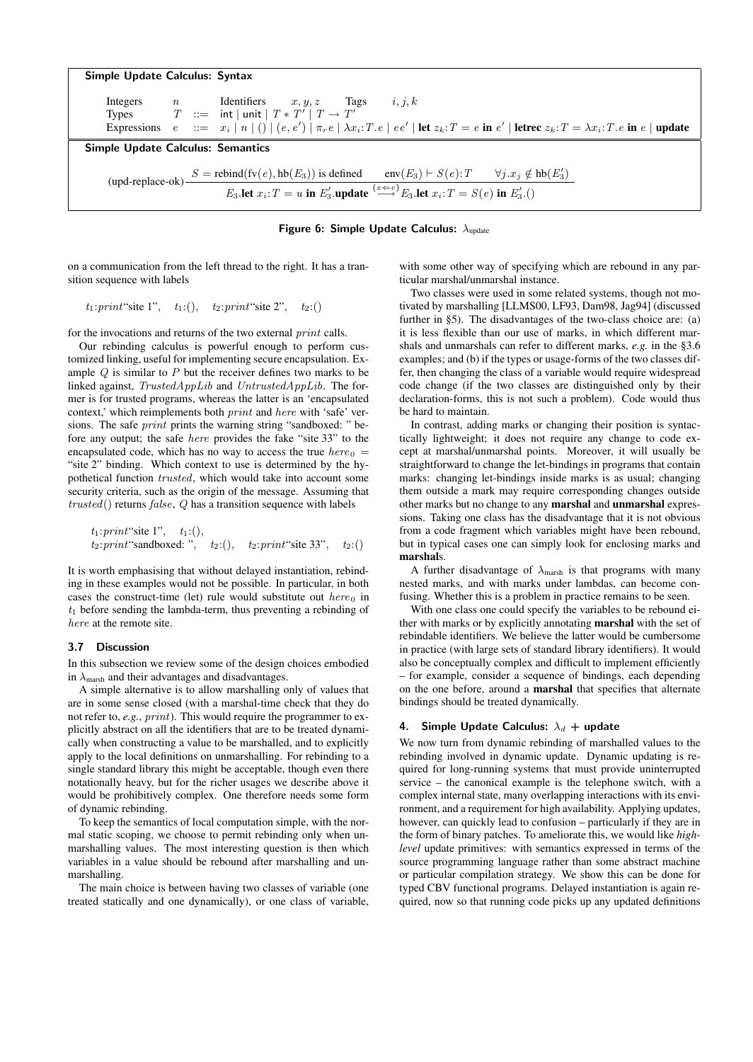**Simple Update Calculus: Syntax**

Integers $n$ Identifiers $x, y, z$ Tags $i, j, k$

Types $T ::= \mathsf{int} \mid \mathsf{unit} \mid T * T' \mid T \to T'$

Expressions $e ::= x_i \mid n \mid () \mid (e, e') \mid \pi_r e \mid \lambda x_i{:}T.e \mid e e' \mid \textbf{let } z_k{:}T = e \textbf{ in } e' \mid \textbf{letrec } z_k{:}T = \lambda x_i{:}T.e \textbf{ in } e \mid \textbf{update}$

**Simple Update Calculus: Semantics**

$$\text{(upd-replace-ok)}\frac{S = \text{rebind}(\text{fv}(e), \text{hb}(E_3)) \text{ is defined} \qquad \text{env}(E_3) \vdash S(e){:}T \qquad \forall j.x_j \notin \text{hb}(E_3')}{E_3.\textbf{let } x_i{:}T = u \textbf{ in } E_3'.\textbf{update} \stackrel{\{x \Leftarrow e\}}{\longrightarrow} E_3.\textbf{let } x_i{:}T = S(e) \textbf{ in } E_3'.()}$$

**Figure 6: Simple Update Calculus: $\lambda_{\text{update}}$**

on a communication from the left thread to the right. It has a transition sequence with labels

$t_1{:}print\text{“site 1”}, \quad t_1{:}(), \quad t_2{:}print\text{“site 2”}, \quad t_2{:}()$

for the invocations and returns of the two external *print* calls.

Our rebinding calculus is powerful enough to perform customized linking, useful for implementing secure encapsulation. Example $Q$ is similar to $P$ but the receiver defines two marks to be linked against, *TrustedAppLib* and *UntrustedAppLib*. The former is for trusted programs, whereas the latter is an ‘encapsulated context,’ which reimplements both *print* and *here* with ‘safe’ versions. The safe *print* prints the warning string “sandboxed: ” before any output; the safe *here* provides the fake “site 33” to the encapsulated code, which has no way to access the true $here_0$ = “site 2” binding. Which context to use is determined by the hypothetical function *trusted*, which would take into account some security criteria, such as the origin of the message. Assuming that *trusted*() returns *false*, $Q$ has a transition sequence with labels

$t_1{:}print\text{“site 1”}, \quad t_1{:}(),$
$t_2{:}print\text{“sandboxed: ”}, \quad t_2{:}(), \quad t_2{:}print\text{“site 33”}, \quad t_2{:}()$

It is worth emphasising that without delayed instantiation, rebinding in these examples would not be possible. In particular, in both cases the construct-time (let) rule would substitute out $here_0$ in $t_1$ before sending the lambda-term, thus preventing a rebinding of *here* at the remote site.

### 3.7 Discussion

In this subsection we review some of the design choices embodied in $\lambda_{\text{marsh}}$ and their advantages and disadvantages.

A simple alternative is to allow marshalling only of values that are in some sense closed (with a marshal-time check that they do not refer to, *e.g.*, *print*). This would require the programmer to explicitly abstract on all the identifiers that are to be treated dynamically when constructing a value to be marshalled, and to explicitly apply to the local definitions on unmarshalling. For rebinding to a single standard library this might be acceptable, though even there notationally heavy, but for the richer usages we describe above it would be prohibitively complex. One therefore needs some form of dynamic rebinding.

To keep the semantics of local computation simple, with the normal static scoping, we choose to permit rebinding only when unmarshalling values. The most interesting question is then which variables in a value should be rebound after marshalling and unmarshalling.

The main choice is between having two classes of variable (one treated statically and one dynamically), or one class of variable, with some other way of specifying which are rebound in any particular marshal/unmarshal instance.

Two classes were used in some related systems, though not motivated by marshalling [LLMS00, LF93, Dam98, Jag94] (discussed further in §5). The disadvantages of the two-class choice are: (a) it is less flexible than our use of marks, in which different marshals and unmarshals can refer to different marks, *e.g.* in the §3.6 examples; and (b) if the types or usage-forms of the two classes differ, then changing the class of a variable would require widespread code change (if the two classes are distinguished only by their declaration-forms, this is not such a problem). Code would thus be hard to maintain.

In contrast, adding marks or changing their position is syntactically lightweight; it does not require any change to code except at marshal/unmarshal points. Moreover, it will usually be straightforward to change the let-bindings in programs that contain marks: changing let-bindings inside marks is as usual; changing them outside a mark may require corresponding changes outside other marks but no change to any **marshal** and **unmarshal** expressions. Taking one class has the disadvantage that it is not obvious from a code fragment which variables might have been rebound, but in typical cases one can simply look for enclosing marks and **marshal**s.

A further disadvantage of $\lambda_{\text{marsh}}$ is that programs with many nested marks, and with marks under lambdas, can become confusing. Whether this is a problem in practice remains to be seen.

With one class one could specify the variables to be rebound either with marks or by explicitly annotating **marshal** with the set of rebindable identifiers. We believe the latter would be cumbersome in practice (with large sets of standard library identifiers). It would also be conceptually complex and difficult to implement efficiently – for example, consider a sequence of bindings, each depending on the one before, around a **marshal** that specifies that alternate bindings should be treated dynamically.

## 4. Simple Update Calculus: $\lambda_d$ + update

We now turn from dynamic rebinding of marshalled values to the rebinding involved in dynamic update. Dynamic updating is required for long-running systems that must provide uninterrupted service – the canonical example is the telephone switch, with a complex internal state, many overlapping interactions with its environment, and a requirement for high availability. Applying updates, however, can quickly lead to confusion – particularly if they are in the form of binary patches. To ameliorate this, we would like *high-level* update primitives: with semantics expressed in terms of the source programming language rather than some abstract machine or particular compilation strategy. We show this can be done for typed CBV functional programs. Delayed instantiation is again required, now so that running code picks up any updated definitions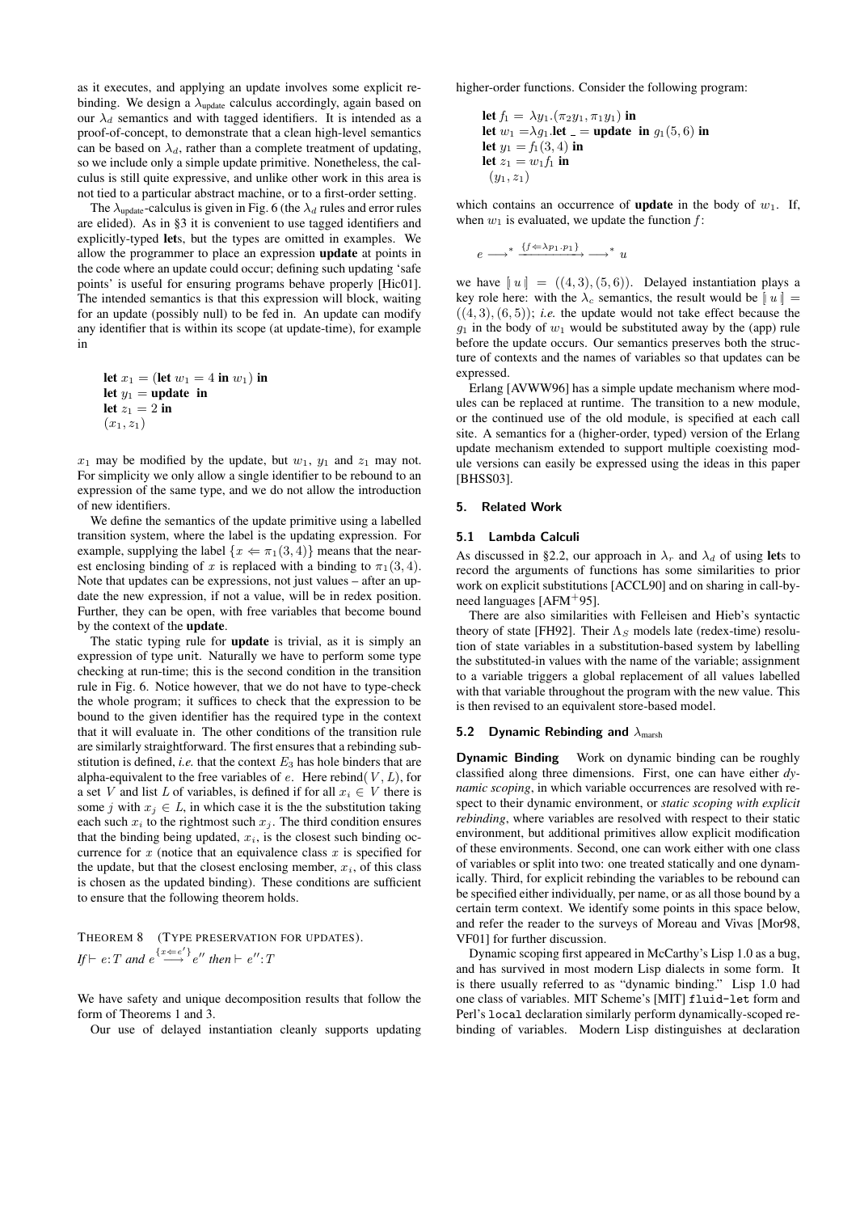as it executes, and applying an update involves some explicit rebinding. We design a $\lambda_{\text{update}}$ calculus accordingly, again based on our $\lambda_d$ semantics and with tagged identifiers. It is intended as a proof-of-concept, to demonstrate that a clean high-level semantics can be based on $\lambda_d$, rather than a complete treatment of updating, so we include only a simple update primitive. Nonetheless, the calculus is still quite expressive, and unlike other work in this area is not tied to a particular abstract machine, or to a first-order setting.

The $\lambda_{\text{update}}$-calculus is given in Fig. 6 (the $\lambda_d$ rules and error rules are elided). As in §3 it is convenient to use tagged identifiers and explicitly-typed **let**s, but the types are omitted in examples. We allow the programmer to place an expression **update** at points in the code where an update could occur; defining such updating 'safe points' is useful for ensuring programs behave properly [Hic01]. The intended semantics is that this expression will block, waiting for an update (possibly null) to be fed in. An update can modify any identifier that is within its scope (at update-time), for example in

$$
\begin{array}{l}
\textbf{let } x_1 = (\textbf{let } w_1 = 4 \textbf{ in } w_1) \textbf{ in} \\
\textbf{let } y_1 = \textbf{update} \textbf{ in} \\
\textbf{let } z_1 = 2 \textbf{ in} \\
(x_1, z_1)
\end{array}
$$

$x_1$ may be modified by the update, but $w_1$, $y_1$ and $z_1$ may not. For simplicity we only allow a single identifier to be rebound to an expression of the same type, and we do not allow the introduction of new identifiers.

We define the semantics of the update primitive using a labelled transition system, where the label is the updating expression. For example, supplying the label $\{x \Leftarrow \pi_1(3,4)\}$ means that the nearest enclosing binding of $x$ is replaced with a binding to $\pi_1(3,4)$. Note that updates can be expressions, not just values – after an update the new expression, if not a value, will be in redex position. Further, they can be open, with free variables that become bound by the context of the **update**.

The static typing rule for **update** is trivial, as it is simply an expression of type unit. Naturally we have to perform some type checking at run-time; this is the second condition in the transition rule in Fig. 6. Notice however, that we do not have to type-check the whole program; it suffices to check that the expression to be bound to the given identifier has the required type in the context that it will evaluate in. The other conditions of the transition rule are similarly straightforward. The first ensures that a rebinding substitution is defined, *i.e.* that the context $E_3$ has hole binders that are alpha-equivalent to the free variables of $e$. Here rebind$(V, L)$, for a set $V$ and list $L$ of variables, is defined if for all $x_i \in V$ there is some $j$ with $x_j \in L$, in which case it is the the substitution taking each such $x_i$ to the rightmost such $x_j$. The third condition ensures that the binding being updated, $x_i$, is the closest such binding occurrence for $x$ (notice that an equivalence class $x$ is specified for the update, but that the closest enclosing member, $x_i$, of this class is chosen as the updated binding). These conditions are sufficient to ensure that the following theorem holds.

THEOREM 8 (TYPE PRESERVATION FOR UPDATES).
*If* $\vdash e : T$ *and* $e \stackrel{\{x \Leftarrow e'\}}{\longrightarrow} e''$ *then* $\vdash e'' : T$

We have safety and unique decomposition results that follow the form of Theorems 1 and 3.

Our use of delayed instantiation cleanly supports updating higher-order functions. Consider the following program:

$$
\begin{array}{l}
\textbf{let } f_1 = \lambda y_1.(\pi_2 y_1, \pi_1 y_1) \textbf{ in} \\
\textbf{let } w_1 = \lambda g_1.\textbf{let } \_ = \textbf{update} \textbf{ in } g_1(5,6) \textbf{ in} \\
\textbf{let } y_1 = f_1(3,4) \textbf{ in} \\
\textbf{let } z_1 = w_1 f_1 \textbf{ in} \\
(y_1, z_1)
\end{array}
$$

which contains an occurrence of **update** in the body of $w_1$. If, when $w_1$ is evaluated, we update the function $f$:

$$e \longrightarrow^* \stackrel{\{f \Leftarrow \lambda p_1.p_1\}}{\longrightarrow} \longrightarrow^* u$$

we have $[\![ u ]\!] = ((4,3),(5,6))$. Delayed instantiation plays a key role here: with the $\lambda_c$ semantics, the result would be $[\![ u ]\!] = ((4,3),(6,5))$; *i.e.* the update would not take effect because the $g_1$ in the body of $w_1$ would be substituted away by the (app) rule before the update occurs. Our semantics preserves both the structure of contexts and the names of variables so that updates can be expressed.

Erlang [AVWW96] has a simple update mechanism where modules can be replaced at runtime. The transition to a new module, or the continued use of the old module, is specified at each call site. A semantics for a (higher-order, typed) version of the Erlang update mechanism extended to support multiple coexisting module versions can easily be expressed using the ideas in this paper [BHSS03].

## 5. Related Work

### 5.1 Lambda Calculi

As discussed in §2.2, our approach in $\lambda_r$ and $\lambda_d$ of using **let**s to record the arguments of functions has some similarities to prior work on explicit substitutions [ACCL90] and on sharing in call-by-need languages [AFM+95].

There are also similarities with Felleisen and Hieb's syntactic theory of state [FH92]. Their $\Lambda_S$ models late (redex-time) resolution of state variables in a substitution-based system by labelling the substituted-in values with the name of the variable; assignment to a variable triggers a global replacement of all values labelled with that variable throughout the program with the new value. This is then revised to an equivalent store-based model.

### 5.2 Dynamic Rebinding and $\lambda_{\text{marsh}}$

**Dynamic Binding** Work on dynamic binding can be roughly classified along three dimensions. First, one can have either *dynamic scoping*, in which variable occurrences are resolved with respect to their dynamic environment, or *static scoping with explicit rebinding*, where variables are resolved with respect to their static environment, but additional primitives allow explicit modification of these environments. Second, one can work either with one class of variables or split into two: one treated statically and one dynamically. Third, for explicit rebinding the variables to be rebound can be specified either individually, per name, or as all those bound by a certain term context. We identify some points in this space below, and refer the reader to the surveys of Moreau and Vivas [Mor98, VF01] for further discussion.

Dynamic scoping first appeared in McCarthy's Lisp 1.0 as a bug, and has survived in most modern Lisp dialects in some form. It is there usually referred to as "dynamic binding." Lisp 1.0 had one class of variables. MIT Scheme's [MIT] `fluid-let` form and Perl's `local` declaration similarly perform dynamically-scoped rebinding of variables. Modern Lisp distinguishes at declaration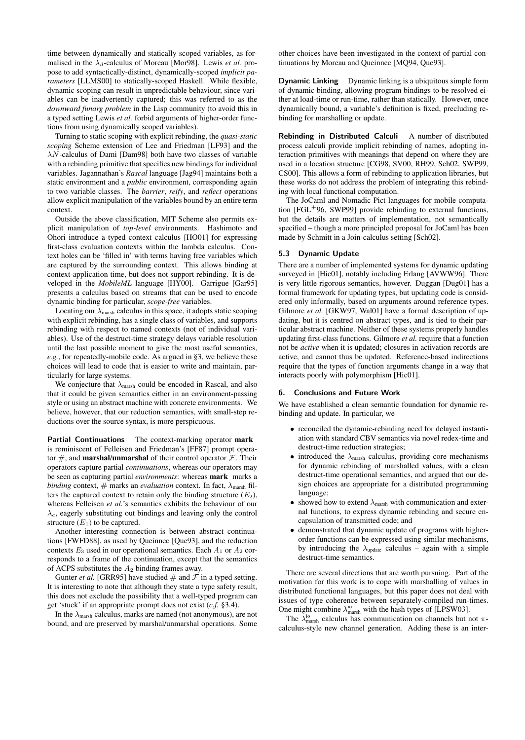time between dynamically and statically scoped variables, as formalised in the $\lambda_d$-calculus of Moreau [Mor98]. Lewis *et al.* propose to add syntactically-distinct, dynamically-scoped *implicit parameters* [LLMS00] to statically-scoped Haskell. While flexible, dynamic scoping can result in unpredictable behaviour, since variables can be inadvertently captured; this was referred to as the *downward funarg problem* in the Lisp community (to avoid this in a typed setting Lewis *et al.* forbid arguments of higher-order functions from using dynamically scoped variables).

Turning to static scoping with explicit rebinding, the *quasi-static scoping* Scheme extension of Lee and Friedman [LF93] and the $\lambda N$-calculus of Dami [Dam98] both have two classes of variable with a rebinding primitive that specifies new bindings for individual variables. Jagannathan's *Rascal* language [Jag94] maintains both a static environment and a *public* environment, corresponding again to two variable classes. The *barrier*, *reify*, and *reflect* operations allow explicit manipulation of the variables bound by an entire term context.

Outside the above classification, MIT Scheme also permits explicit manipulation of *top-level* environments. Hashimoto and Ohori introduce a typed context calculus [HO01] for expressing first-class evaluation contexts within the lambda calculus. Context holes can be 'filled in' with terms having free variables which are captured by the surrounding context. This allows binding at context-application time, but does not support rebinding. It is developed in the *MobileML* language [HY00]. Garrigue [Gar95] presents a calculus based on streams that can be used to encode dynamic binding for particular, *scope-free* variables.

Locating our $\lambda_{\text{marsh}}$ calculus in this space, it adopts static scoping with explicit rebinding, has a single class of variables, and supports rebinding with respect to named contexts (not of individual variables). Use of the destruct-time strategy delays variable resolution until the last possible moment to give the most useful semantics, *e.g.*, for repeatedly-mobile code. As argued in §3, we believe these choices will lead to code that is easier to write and maintain, particularly for large systems.

We conjecture that $\lambda_{\text{marsh}}$ could be encoded in Rascal, and also that it could be given semantics either in an environment-passing style or using an abstract machine with concrete environments. We believe, however, that our reduction semantics, with small-step reductions over the source syntax, is more perspicuous.

**Partial Continuations** The context-marking operator **mark** is reminiscent of Felleisen and Friedman's [FF87] prompt operator #, and **marshal/unmarshal** of their control operator $\mathcal{F}$. Their operators capture partial *continuations*, whereas our operators may be seen as capturing partial *environments*: whereas **mark** marks a *binding* context, # marks an *evaluation* context. In fact, $\lambda_{\text{marsh}}$ filters the captured context to retain only the binding structure ($E_2$), whereas Felleisen *et al.*'s semantics exhibits the behaviour of our $\lambda_c$, eagerly substituting out bindings and leaving only the control structure ($E_1$) to be captured.

Another interesting connection is between abstract continuations [FWFD88], as used by Queinnec [Que93], and the reduction contexts $E_3$ used in our operational semantics. Each $A_1$ or $A_2$ corresponds to a frame of the continuation, except that the semantics of ACPS substitutes the $A_2$ binding frames away.

Gunter *et al.* [GRR95] have studied # and $\mathcal{F}$ in a typed setting. It is interesting to note that although they state a type safety result, this does not exclude the possibility that a well-typed program can get 'stuck' if an appropriate prompt does not exist (*c.f.* §3.4).

In the $\lambda_{\text{marsh}}$ calculus, marks are named (not anonymous), are not bound, and are preserved by marshal/unmarshal operations. Some other choices have been investigated in the context of partial continuations by Moreau and Queinnec [MQ94, Que93].

**Dynamic Linking** Dynamic linking is a ubiquitous simple form of dynamic binding, allowing program bindings to be resolved either at load-time or run-time, rather than statically. However, once dynamically bound, a variable's definition is fixed, precluding rebinding for marshalling or update.

**Rebinding in Distributed Calculi** A number of distributed process calculi provide implicit rebinding of names, adopting interaction primitives with meanings that depend on where they are used in a location structure [CG98, SV00, RH99, Sch02, SWP99, CS00]. This allows a form of rebinding to application libraries, but these works do not address the problem of integrating this rebinding with local functional computation.

The JoCaml and Nomadic Pict languages for mobile computation [FGL$^+$96, SWP99] provide rebinding to external functions, but the details are matters of implementation, not semantically specified – though a more principled proposal for JoCaml has been made by Schmitt in a Join-calculus setting [Sch02].

### 5.3 Dynamic Update

There are a number of implemented systems for dynamic updating surveyed in [Hic01], notably including Erlang [AVWW96]. There is very little rigorous semantics, however. Duggan [Dug01] has a formal framework for updating types, but updating code is considered only informally, based on arguments around reference types. Gilmore *et al.* [GKW97, Wal01] have a formal description of updating, but it is centred on abstract types, and is tied to their particular abstract machine. Neither of these systems properly handles updating first-class functions. Gilmore *et al.* require that a function not be *active* when it is updated; closures in activation records are active, and cannot thus be updated. Reference-based indirections require that the types of function arguments change in a way that interacts poorly with polymorphism [Hic01].

## 6. Conclusions and Future Work

We have established a clean semantic foundation for dynamic rebinding and update. In particular, we

- reconciled the dynamic-rebinding need for delayed instantiation with standard CBV semantics via novel redex-time and destruct-time reduction strategies;
- introduced the $\lambda_{\text{marsh}}$ calculus, providing core mechanisms for dynamic rebinding of marshalled values, with a clean destruct-time operational semantics, and argued that our design choices are appropriate for a distributed programming language;
- showed how to extend $\lambda_{\text{marsh}}$ with communication and external functions, to express dynamic rebinding and secure encapsulation of transmitted code; and
- demonstrated that dynamic update of programs with higher-order functions can be expressed using similar mechanisms, by introducing the $\lambda_{\text{update}}$ calculus – again with a simple destruct-time semantics.

There are several directions that are worth pursuing. Part of the motivation for this work is to cope with marshalling of values in distributed functional languages, but this paper does not deal with issues of type coherence between separately-compiled run-times. One might combine $\lambda^{\text{io}}_{\text{marsh}}$ with the hash types of [LPSW03].

The $\lambda^{\text{io}}_{\text{marsh}}$ calculus has communication on channels but not $\pi$-calculus-style new channel generation. Adding these is an inter-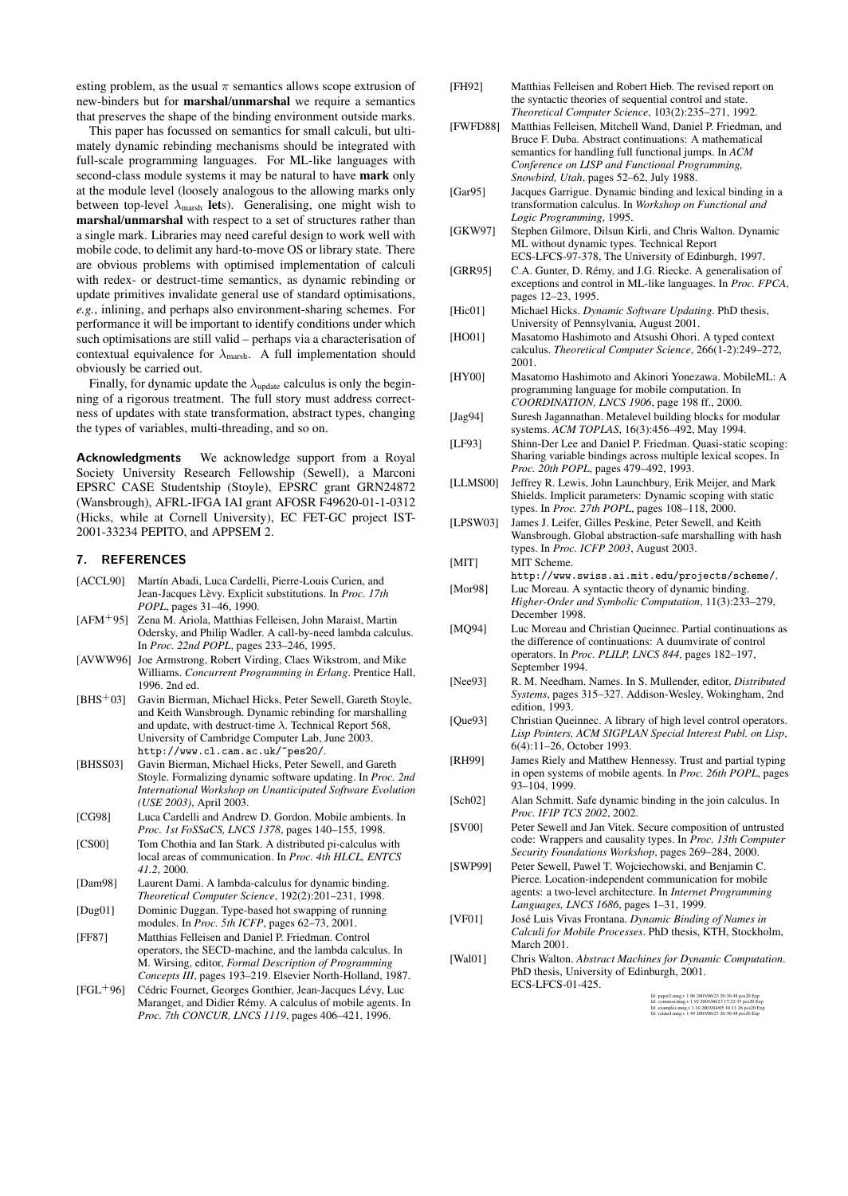esting problem, as the usual $\pi$ semantics allows scope extrusion of new-binders but for **marshal/unmarshal** we require a semantics that preserves the shape of the binding environment outside marks.

This paper has focussed on semantics for small calculi, but ultimately dynamic rebinding mechanisms should be integrated with full-scale programming languages. For ML-like languages with second-class module systems it may be natural to have **mark** only at the module level (loosely analogous to the allowing marks only between top-level $\lambda_{\text{marsh}}$ **let**s). Generalising, one might wish to **marshal/unmarshal** with respect to a set of structures rather than a single mark. Libraries may need careful design to work well with mobile code, to delimit any hard-to-move OS or library state. There are obvious problems with optimised implementation of calculi with redex- or destruct-time semantics, as dynamic rebinding or update primitives invalidate general use of standard optimisations, *e.g.*, inlining, and perhaps also environment-sharing schemes. For performance it will be important to identify conditions under which such optimisations are still valid – perhaps via a characterisation of contextual equivalence for $\lambda_{\text{marsh}}$. A full implementation should obviously be carried out.

Finally, for dynamic update the $\lambda_{\text{update}}$ calculus is only the beginning of a rigorous treatment. The full story must address correctness of updates with state transformation, abstract types, changing the types of variables, multi-threading, and so on.

**Acknowledgments** We acknowledge support from a Royal Society University Research Fellowship (Sewell), a Marconi EPSRC CASE Studentship (Stoyle), EPSRC grant GRN24872 (Wansbrough), AFRL-IFGA IAI grant AFOSR F49620-01-1-0312 (Hicks, while at Cornell University), EC FET-GC project IST-2001-33234 PEPITO, and APPSEM 2.

## 7. REFERENCES

- [ACCL90] Martín Abadi, Luca Cardelli, Pierre-Louis Curien, and Jean-Jacques Lèvy. Explicit substitutions. In *Proc. 17th POPL*, pages 31–46, 1990.
- [AFM+95] Zena M. Ariola, Matthias Felleisen, John Maraist, Martin Odersky, and Philip Wadler. A call-by-need lambda calculus. In *Proc. 22nd POPL*, pages 233–246, 1995.
- [AVWW96] Joe Armstrong, Robert Virding, Claes Wikstrom, and Mike Williams. *Concurrent Programming in Erlang*. Prentice Hall, 1996. 2nd ed.
- [BHS+03] Gavin Bierman, Michael Hicks, Peter Sewell, Gareth Stoyle, and Keith Wansbrough. Dynamic rebinding for marshalling and update, with destruct-time $\lambda$. Technical Report 568, University of Cambridge Computer Lab, June 2003. `http://www.cl.cam.ac.uk/~pes20/`.
- [BHSS03] Gavin Bierman, Michael Hicks, Peter Sewell, and Gareth Stoyle. Formalizing dynamic software updating. In *Proc. 2nd International Workshop on Unanticipated Software Evolution (USE 2003)*, April 2003.
- [CG98] Luca Cardelli and Andrew D. Gordon. Mobile ambients. In *Proc. 1st FoSSaCS, LNCS 1378*, pages 140–155, 1998.
- [CS00] Tom Chothia and Ian Stark. A distributed pi-calculus with local areas of communication. In *Proc. 4th HLCL, ENTCS 41.2*, 2000.
- [Dam98] Laurent Dami. A lambda-calculus for dynamic binding. *Theoretical Computer Science*, 192(2):201–231, 1998.
- [Dug01] Dominic Duggan. Type-based hot swapping of running modules. In *Proc. 5th ICFP*, pages 62–73, 2001.
- [FF87] Matthias Felleisen and Daniel P. Friedman. Control operators, the SECD-machine, and the lambda calculus. In M. Wirsing, editor, *Formal Description of Programming Concepts III*, pages 193–219. Elsevier North-Holland, 1987.
- [FGL+96] Cédric Fournet, Georges Gonthier, Jean-Jacques Lévy, Luc Maranget, and Didier Rémy. A calculus of mobile agents. In *Proc. 7th CONCUR, LNCS 1119*, pages 406–421, 1996.
- [FH92] Matthias Felleisen and Robert Hieb. The revised report on the syntactic theories of sequential control and state. *Theoretical Computer Science*, 103(2):235–271, 1992.
- [FWFD88] Matthias Felleisen, Mitchell Wand, Daniel P. Friedman, and Bruce F. Duba. Abstract continuations: A mathematical semantics for handling full functional jumps. In *ACM Conference on LISP and Functional Programming, Snowbird, Utah*, pages 52–62, July 1988.
- [Gar95] Jacques Garrigue. Dynamic binding and lexical binding in a transformation calculus. In *Workshop on Functional and Logic Programming*, 1995.
- [GKW97] Stephen Gilmore, Dilsun Kirli, and Chris Walton. Dynamic ML without dynamic types. Technical Report ECS-LFCS-97-378, The University of Edinburgh, 1997.
- [GRR95] C.A. Gunter, D. Rémy, and J.G. Riecke. A generalisation of exceptions and control in ML-like languages. In *Proc. FPCA*, pages 12–23, 1995.
- [Hic01] Michael Hicks. *Dynamic Software Updating*. PhD thesis, University of Pennsylvania, August 2001.
- [HO01] Masatomo Hashimoto and Atsushi Ohori. A typed context calculus. *Theoretical Computer Science*, 266(1-2):249–272, 2001.
- [HY00] Masatomo Hashimoto and Akinori Yonezawa. MobileML: A programming language for mobile computation. In *COORDINATION, LNCS 1906*, page 198 ff., 2000.
- [Jag94] Suresh Jagannathan. Metalevel building blocks for modular systems. *ACM TOPLAS*, 16(3):456–492, May 1994.
- [LF93] Shinn-Der Lee and Daniel P. Friedman. Quasi-static scoping: Sharing variable bindings across multiple lexical scopes. In *Proc. 20th POPL*, pages 479–492, 1993.
- [LLMS00] Jeffrey R. Lewis, John Launchbury, Erik Meijer, and Mark Shields. Implicit parameters: Dynamic scoping with static types. In *Proc. 27th POPL*, pages 108–118, 2000.
- [LPSW03] James J. Leifer, Gilles Peskine, Peter Sewell, and Keith Wansbrough. Global abstraction-safe marshalling with hash types. In *Proc. ICFP 2003*, August 2003.
- [MIT] MIT Scheme. `http://www.swiss.ai.mit.edu/projects/scheme/`.
- [Mor98] Luc Moreau. A syntactic theory of dynamic binding. *Higher-Order and Symbolic Computation*, 11(3):233–279, December 1998.
- [MQ94] Luc Moreau and Christian Queinnec. Partial continuations as the difference of continuations: A duumvirate of control operators. In *Proc. PLILP, LNCS 844*, pages 182–197, September 1994.
- [Nee93] R. M. Needham. Names. In S. Mullender, editor, *Distributed Systems*, pages 315–327. Addison-Wesley, Wokingham, 2nd edition, 1993.
- [Que93] Christian Queinnec. A library of high level control operators. *Lisp Pointers, ACM SIGPLAN Special Interest Publ. on Lisp*, 6(4):11–26, October 1993.
- [RH99] James Riely and Matthew Hennessy. Trust and partial typing in open systems of mobile agents. In *Proc. 26th POPL*, pages 93–104, 1999.
- [Sch02] Alan Schmitt. Safe dynamic binding in the join calculus. In *Proc. IFIP TCS 2002*, 2002.
- [SV00] Peter Sewell and Jan Vitek. Secure composition of untrusted code: Wrappers and causality types. In *Proc. 13th Computer Security Foundations Workshop*, pages 269–284, 2000.
- [SWP99] Peter Sewell, Paweł T. Wojciechowski, and Benjamin C. Pierce. Location-independent communication for mobile agents: a two-level architecture. In *Internet Programming Languages, LNCS 1686*, pages 1–31, 1999.
- [VF01] José Luis Vivas Frontana. *Dynamic Binding of Names in Calculi for Mobile Processes*. PhD thesis, KTH, Stockholm, March 2001.
- [Wal01] Chris Walton. *Abstract Machines for Dynamic Computation*. PhD thesis, University of Edinburgh, 2001. ECS-LFCS-01-425.